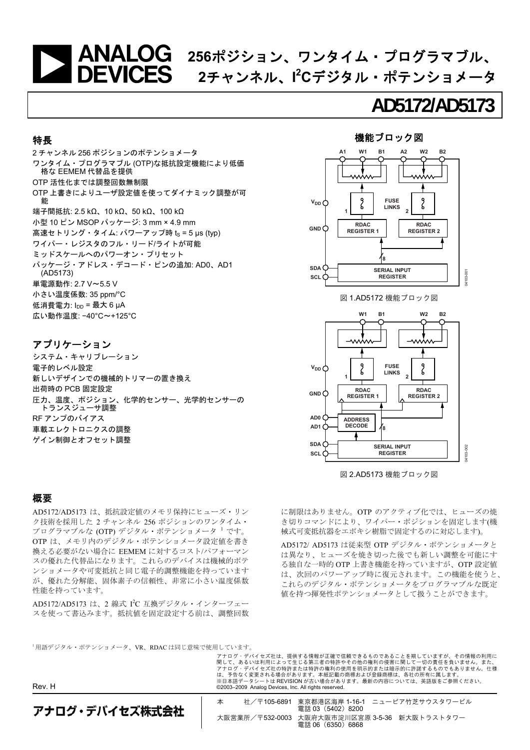# 256ポジション、ワンタイム・プログラマブル、2チャンネル、I²Cデジタル・ポテンショメータ

# AD5172/AD5173

## 特長

2 チャンネル 256 ポジションのポテンショメータ
ワンタイム・プログラマブル (OTP)な抵抗設定機能により低価格な EEMEM 代替品を提供
OTP 活性化までは調整回数無制限
OTP 上書きによりユーザ設定値を使ってダイナミック調整が可能
端子間抵抗: 2.5 kΩ、10 kΩ、50 kΩ、100 kΩ
小型 10 ピン MSOP パッケージ: 3 mm × 4.9 mm
高速セトリング・タイム: パワーアップ時 $t_S$ = 5 μs (typ)
ワイパー・レジスタのフル・リード/ライトが可能
ミッドスケールへのパワーオン・プリセット
パッケージ・アドレス・デコード・ピンの追加: AD0、AD1 (AD5173)
単電源動作: 2.7 V～5.5 V
小さい温度係数: 35 ppm/°C
低消費電力: $I_{DD}$ = 最大 6 μA
広い動作温度: −40°C～+125°C

## アプリケーション

システム・キャリブレーション
電子的レベル設定
新しいデザインでの機械的トリマーの置き換え
出荷時の PCB 固定設定
圧力、温度、ポジション、化学的センサー、光学的センサーのトランスジューサ調整
RF アンプのバイアス
車載エレクトロニクスの調整
ゲイン制御とオフセット調整

## 機能ブロック図

A1 W1 B1 A2 W2 B2
VDD
GND
FUSE LINKS
1 2
RDAC REGISTER 1
RDAC REGISTER 2
8
SDA
SCL
SERIAL INPUT REGISTER
04103-001

図 1.AD5172 機能ブロック図

W1 B1 W2 B2
VDD
GND
FUSE LINKS
1 2
RDAC REGISTER 1
RDAC REGISTER 2
AD0
AD1
ADDRESS DECODE
8
SDA
SCL
SERIAL INPUT REGISTER
04103-002

図 2.AD5173 機能ブロック図

## 概要

AD5172/AD5173 は、抵抗設定値のメモリ保持にヒューズ・リンク技術を採用した 2 チャンネル 256 ポジションのワンタイム・プログラマブルな (OTP) デジタル・ポテンショメータ [1] です。OTP は、メモリ内のデジタル・ポテンショメータ設定値を書き換える必要がない場合に EEMEM に対するコスト/パフォーマンスの優れた代替品になります。これらのデバイスは機械的ポテンショメータや可変抵抗と同じ電子的調整機能を持っていますが、優れた分解能、固体素子の信頼性、非常に小さい温度係数性能を持っています。

AD5172/AD5173 は、2 線式 I²C 互換デジタル・インターフェースを使って書込みます。抵抗値を固定設定する前は、調整回数に制限はありません。OTP のアクティブ化では、ヒューズの焼き切りコマンドにより、ワイパー・ポジションを固定します(機械式可変抵抗器をエポキシ樹脂で固定するのに対応します)。

AD5172/ AD5173 は従来型 OTP デジタル・ポテンショメータとは異なり、ヒューズを焼き切った後でも新しい調整を可能にする独自な一時的 OTP 上書き機能を持っていますが、OTP 設定値は、次回のパワーアップ時に復元されます。この機能を使うと、これらのデジタル・ポテンショメータをプログラマブルな既定値を持つ揮発性ポテンショメータとして扱うことができます。

[1] 用語デジタル・ポテンショメータ、VR、RDAC は同じ意味で使用しています。

Rev. H

アナログ・デバイセズ社は、提供する情報が正確で信頼できるものであることを期していますが、その情報の利用に関して、あるいは利用によって生じる第三者の特許やその他の権利の侵害に関して一切の責任を負いません。また、アナログ・デバイセズ社の特許または特許の権利の使用を明示的または暗示的に許諾するものでもありません。仕様は、予告なく変更される場合があります。本紙記載の商標および登録商標は、各社の所有に属します。
※日本語データシートは REVISION が古い場合があります。最新の内容については、英語版をご参照ください。
©2003–2009 Analog Devices, Inc. All rights reserved.

アナログ・デバイセズ株式会社

本　　社／〒105-6891 東京都港区海岸 1-16-1 ニューピア竹芝サウスタワービル 電話 03（5402）8200
大阪営業所／〒532-0003 大阪府大阪市淀川区宮原 3-5-36 新大阪トラストタワー 電話 06（6350）6868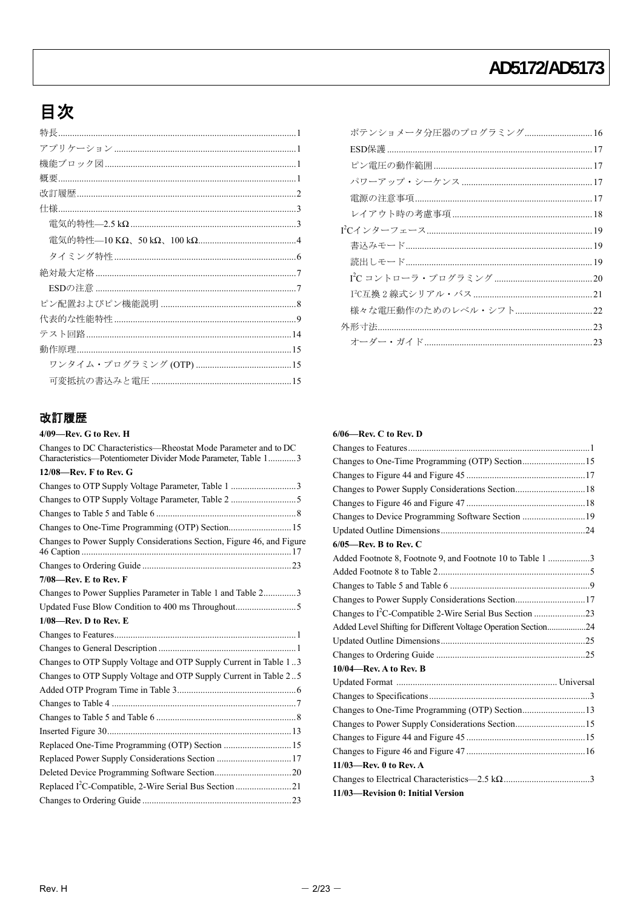## 目次

特長.....1
アプリケーション.....1
機能ブロック図.....1
概要.....1
改訂履歴.....2
仕様.....3
  電気的特性—2.5 kΩ.....3
  電気的特性—10 KΩ、50 kΩ、100 kΩ.....4
  タイミング特性.....6
絶対最大定格.....7
  ESDの注意.....7
ピン配置およびピン機能説明.....8
代表的な性能特性.....9
テスト回路.....14
動作原理.....15
  ワンタイム・プログラミング (OTP).....15
  可変抵抗の書込みと電圧.....15
  ポテンショメータ分圧器のプログラミング.....16
  ESD保護.....17
  ピン電圧の動作範囲.....17
  パワーアップ・シーケンス.....17
  電源の注意事項.....17
  レイアウト時の考慮事項.....18
I2Cインターフェース.....19
  書込みモード.....19
  読出しモード.....19
  I2C コントローラ・プログラミング.....20
  I2C互換 2 線式シリアル・バス.....21
  様々な電圧動作のためのレベル・シフト.....22
外形寸法.....23
  オーダー・ガイド.....23

## 改訂履歴

**4/09—Rev. G to Rev. H**

Changes to DC Characteristics—Rheostat Mode Parameter and to DC Characteristics—Potentiometer Divider Mode Parameter, Table 1.....3

**12/08—Rev. F to Rev. G**

Changes to OTP Supply Voltage Parameter, Table 1.....3
Changes to OTP Supply Voltage Parameter, Table 2.....5
Changes to Table 5 and Table 6.....8
Changes to One-Time Programming (OTP) Section.....15
Changes to Power Supply Considerations Section, Figure 46, and Figure 46 Caption.....17
Changes to Ordering Guide.....23

**7/08—Rev. E to Rev. F**

Changes to Power Supplies Parameter in Table 1 and Table 2.....3
Updated Fuse Blow Condition to 400 ms Throughout.....5

**1/08—Rev. D to Rev. E**

Changes to Features.....1
Changes to General Description.....1
Changes to OTP Supply Voltage and OTP Supply Current in Table 1..3
Changes to OTP Supply Voltage and OTP Supply Current in Table 2..5
Added OTP Program Time in Table 3.....6
Changes to Table 4.....7
Changes to Table 5 and Table 6.....8
Inserted Figure 30.....13
Replaced One-Time Programming (OTP) Section.....15
Replaced Power Supply Considerations Section.....17
Deleted Device Programming Software Section.....20
Replaced I2C-Compatible, 2-Wire Serial Bus Section.....21
Changes to Ordering Guide.....23

**6/06—Rev. C to Rev. D**

Changes to Features.....1
Changes to One-Time Programming (OTP) Section.....15
Changes to Figure 44 and Figure 45.....17
Changes to Power Supply Considerations Section.....18
Changes to Figure 46 and Figure 47.....18
Changes to Device Programming Software Section.....19
Updated Outline Dimensions.....24

**6/05—Rev. B to Rev. C**

Added Footnote 8, Footnote 9, and Footnote 10 to Table 1.....3
Added Footnote 8 to Table 2.....5
Changes to Table 5 and Table 6.....9
Changes to Power Supply Considerations Section.....17
Changes to I2C-Compatible 2-Wire Serial Bus Section.....23
Added Level Shifting for Different Voltage Operation Section.....24
Updated Outline Dimensions.....25
Changes to Ordering Guide.....25

**10/04—Rev. A to Rev. B**

Updated Format.....Universal
Changes to Specifications.....3
Changes to One-Time Programming (OTP) Section.....13
Changes to Power Supply Considerations Section.....15
Changes to Figure 44 and Figure 45.....15
Changes to Figure 46 and Figure 47.....16

**11/03—Rev. 0 to Rev. A**

Changes to Electrical Characteristics—2.5 kΩ.....3

**11/03—Revision 0: Initial Version**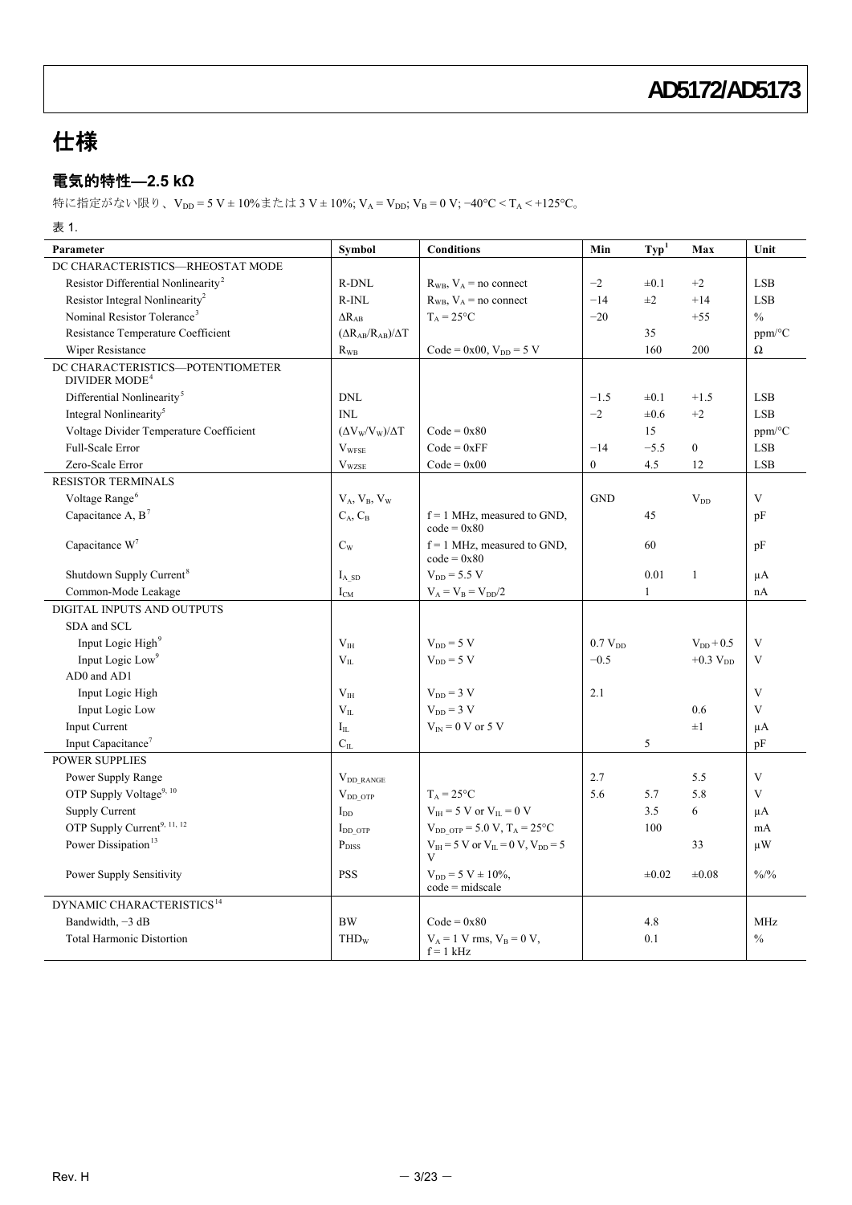# 仕様

## 電気的特性—2.5 kΩ

特に指定がない限り、$V_{DD}$ = 5 V ± 10%または 3 V ± 10%; $V_A$ = $V_{DD}$; $V_B$ = 0 V; −40°C < $T_A$ < +125°C。

表 1.

| Parameter | Symbol | Conditions | Min | Typ[1] | Max | Unit |
|---|---|---|---|---|---|---|
| DC CHARACTERISTICS—RHEOSTAT MODE | | | | | | |
| Resistor Differential Nonlinearity[2] | R-DNL | $R_{WB}$, $V_A$ = no connect | −2 | ±0.1 | +2 | LSB |
| Resistor Integral Nonlinearity[2] | R-INL | $R_{WB}$, $V_A$ = no connect | −14 | ±2 | +14 | LSB |
| Nominal Resistor Tolerance[3] | $\Delta R_{AB}$ | $T_A$ = 25°C | −20 | | +55 | % |
| Resistance Temperature Coefficient | $(\Delta R_{AB}/R_{AB})/\Delta T$ | | | 35 | | ppm/°C |
| Wiper Resistance | $R_{WB}$ | Code = 0x00, $V_{DD}$ = 5 V | | 160 | 200 | Ω |
| DC CHARACTERISTICS—POTENTIOMETER DIVIDER MODE[4] | | | | | | |
| Differential Nonlinearity[5] | DNL | | −1.5 | ±0.1 | +1.5 | LSB |
| Integral Nonlinearity[5] | INL | | −2 | ±0.6 | +2 | LSB |
| Voltage Divider Temperature Coefficient | $(\Delta V_W/V_W)/\Delta T$ | Code = 0x80 | | 15 | | ppm/°C |
| Full-Scale Error | $V_{WFSE}$ | Code = 0xFF | −14 | −5.5 | 0 | LSB |
| Zero-Scale Error | $V_{WZSE}$ | Code = 0x00 | 0 | 4.5 | 12 | LSB |
| RESISTOR TERMINALS | | | | | | |
| Voltage Range[6] | $V_A$, $V_B$, $V_W$ | | GND | | $V_{DD}$ | V |
| Capacitance A, B[7] | $C_A$, $C_B$ | f = 1 MHz, measured to GND, code = 0x80 | | 45 | | pF |
| Capacitance W[7] | $C_W$ | f = 1 MHz, measured to GND, code = 0x80 | | 60 | | pF |
| Shutdown Supply Current[8] | $I_{A\_SD}$ | $V_{DD}$ = 5.5 V | | 0.01 | 1 | μA |
| Common-Mode Leakage | $I_{CM}$ | $V_A$ = $V_B$ = $V_{DD}$/2 | | 1 | | nA |
| DIGITAL INPUTS AND OUTPUTS | | | | | | |
| SDA and SCL | | | | | | |
| Input Logic High[9] | $V_{IH}$ | $V_{DD}$ = 5 V | 0.7 $V_{DD}$ | | $V_{DD}$ + 0.5 | V |
| Input Logic Low[9] | $V_{IL}$ | $V_{DD}$ = 5 V | −0.5 | | +0.3 $V_{DD}$ | V |
| AD0 and AD1 | | | | | | |
| Input Logic High | $V_{IH}$ | $V_{DD}$ = 3 V | 2.1 | | | V |
| Input Logic Low | $V_{IL}$ | $V_{DD}$ = 3 V | | | 0.6 | V |
| Input Current | $I_{IL}$ | $V_{IN}$ = 0 V or 5 V | | | ±1 | μA |
| Input Capacitance[7] | $C_{IL}$ | | | 5 | | pF |
| POWER SUPPLIES | | | | | | |
| Power Supply Range | $V_{DD\_RANGE}$ | | 2.7 | | 5.5 | V |
| OTP Supply Voltage[9, 10] | $V_{DD\_OTP}$ | $T_A$ = 25°C | 5.6 | 5.7 | 5.8 | V |
| Supply Current | $I_{DD}$ | $V_{IH}$ = 5 V or $V_{IL}$ = 0 V | | 3.5 | 6 | μA |
| OTP Supply Current[9, 11, 12] | $I_{DD\_OTP}$ | $V_{DD\_OTP}$ = 5.0 V, $T_A$ = 25°C | | 100 | | mA |
| Power Dissipation[13] | $P_{DISS}$ | $V_{IH}$ = 5 V or $V_{IL}$ = 0 V, $V_{DD}$ = 5 V | | | 33 | μW |
| Power Supply Sensitivity | PSS | $V_{DD}$ = 5 V ± 10%, code = midscale | | ±0.02 | ±0.08 | %/% |
| DYNAMIC CHARACTERISTICS[14] | | | | | | |
| Bandwidth, −3 dB | BW | Code = 0x80 | | 4.8 | | MHz |
| Total Harmonic Distortion | $THD_W$ | $V_A$ = 1 V rms, $V_B$ = 0 V, f = 1 kHz | | 0.1 | | % |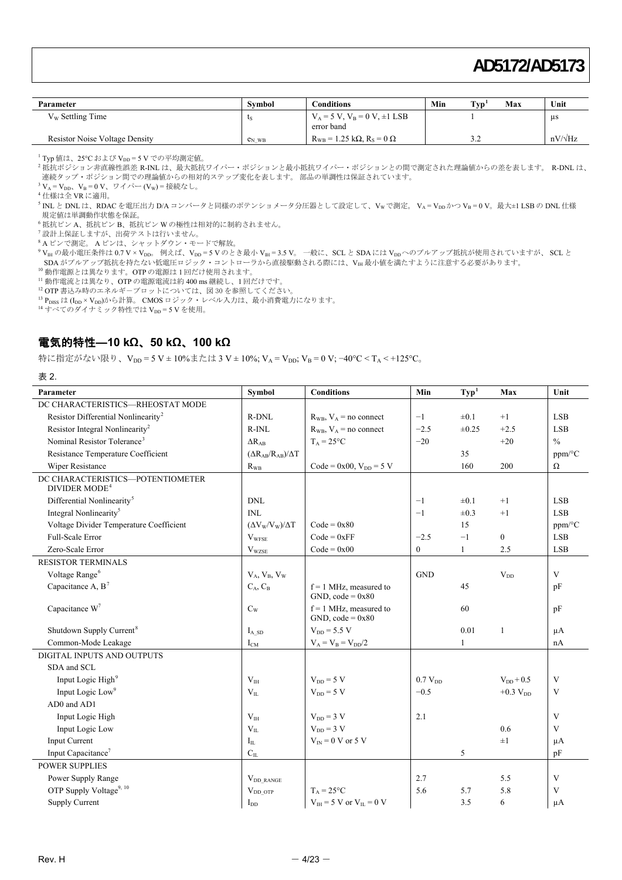| Parameter | Symbol | Conditions | Min | Typ[1] | Max | Unit |
|---|---|---|---|---|---|---|
| $V_W$ Settling Time | $t_S$ | $V_A$ = 5 V, $V_B$ = 0 V, ±1 LSB error band | | 1 | | μs |
| Resistor Noise Voltage Density | $e_{N\_WB}$ | $R_{WB}$ = 1.25 kΩ, $R_S$ = 0 Ω | | 3.2 | | nV/√Hz |

[1] Typ 値は、25°C および $V_{DD}$ = 5 V での平均測定値。
[2] 抵抗ポジション非直線性誤差 R-INL は、最大抵抗ワイパー・ポジションと最小抵抗ワイパー・ポジションとの間で測定された理論値からの差を表します。 R-DNL は、連続タップ・ポジション間での理論値からの相対的ステップ変化を表します。 部品の単調性は保証されています。
[3] $V_A$ = $V_{DD}$、$V_B$ = 0 V、ワイパー ($V_W$) = 接続なし。
[4] 仕様は全 VR に適用。
[5] INL と DNL は、RDAC を電圧出力 D/A コンバータと同様のポテンショメータ分圧器として設定して、$V_W$ で測定。 $V_A$ = $V_{DD}$ かつ $V_B$ = 0 V。最大±1 LSB の DNL 仕様規定値は単調動作状態を保証。
[6] 抵抗ピン A、抵抗ピン B、抵抗ピン W の極性は相対的に制約されません。
[7] 設計上保証しますが、出荷テストは行いません。
[8] A ピンで測定。 A ピンは、シャットダウン・モードで解放。
[9] $V_{IH}$ の最小電圧条件は 0.7 V × $V_{DD}$。 例えば、$V_{DD}$ = 5 V のとき最小 $V_{IH}$ = 3.5 V。 一般に、SCL と SDA には $V_{DD}$ へのプルアップ抵抗が使用されていますが、 SCL と SDA がプルアップ抵抗を持たない低電圧ロジック・コントローラから直接駆動される際には、$V_{IH}$ 最小値を満たすように注意する必要があります。
[10] 動作電源とは異なります。OTP の電源は 1 回だけ使用されます。
[11] 動作電流とは異なり、OTP の電源電流は約 400 ms 継続し、1 回だけです。
[12] OTP 書込み時のエネルギープロットについては、図 30 を参照してください。
[13] $P_{DISS}$ は ($I_{DD}$ × $V_{DD}$)から計算。 CMOS ロジック・レベル入力は、最小消費電力になります。
[14] すべてのダイナミック特性では $V_{DD}$ = 5 V を使用。

## 電気的特性—10 kΩ、50 kΩ、100 kΩ

特に指定がない限り、$V_{DD}$ = 5 V ± 10%または 3 V ± 10%; $V_A$ = $V_{DD}$; $V_B$ = 0 V; −40°C < $T_A$ < +125°C。

表 2.

| Parameter | Symbol | Conditions | Min | Typ[1] | Max | Unit |
|---|---|---|---|---|---|---|
| DC CHARACTERISTICS—RHEOSTAT MODE | | | | | | |
| Resistor Differential Nonlinearity[2] | R-DNL | $R_{WB}$, $V_A$ = no connect | −1 | ±0.1 | +1 | LSB |
| Resistor Integral Nonlinearity[2] | R-INL | $R_{WB}$, $V_A$ = no connect | −2.5 | ±0.25 | +2.5 | LSB |
| Nominal Resistor Tolerance[3] | $\Delta R_{AB}$ | $T_A$ = 25°C | −20 | | +20 | % |
| Resistance Temperature Coefficient | $(\Delta R_{AB}/R_{AB})/\Delta T$ | | | 35 | | ppm/°C |
| Wiper Resistance | $R_{WB}$ | Code = 0x00, $V_{DD}$ = 5 V | | 160 | 200 | Ω |
| DC CHARACTERISTICS—POTENTIOMETER DIVIDER MODE[4] | | | | | | |
| Differential Nonlinearity[5] | DNL | | −1 | ±0.1 | +1 | LSB |
| Integral Nonlinearity[5] | INL | | −1 | ±0.3 | +1 | LSB |
| Voltage Divider Temperature Coefficient | $(\Delta V_W/V_W)/\Delta T$ | Code = 0x80 | | 15 | | ppm/°C |
| Full-Scale Error | $V_{WFSE}$ | Code = 0xFF | −2.5 | −1 | 0 | LSB |
| Zero-Scale Error | $V_{WZSE}$ | Code = 0x00 | 0 | 1 | 2.5 | LSB |
| RESISTOR TERMINALS | | | | | | |
| Voltage Range[6] | $V_A$, $V_B$, $V_W$ | | GND | | $V_{DD}$ | V |
| Capacitance A, B[7] | $C_A$, $C_B$ | f = 1 MHz, measured to GND, code = 0x80 | | 45 | | pF |
| Capacitance W[7] | $C_W$ | f = 1 MHz, measured to GND, code = 0x80 | | 60 | | pF |
| Shutdown Supply Current[8] | $I_{A\_SD}$ | $V_{DD}$ = 5.5 V | | 0.01 | 1 | μA |
| Common-Mode Leakage | $I_{CM}$ | $V_A$ = $V_B$ = $V_{DD}/2$ | | 1 | | nA |
| DIGITAL INPUTS AND OUTPUTS | | | | | | |
| SDA and SCL | | | | | | |
| Input Logic High[9] | $V_{IH}$ | $V_{DD}$ = 5 V | 0.7 $V_{DD}$ | | $V_{DD}$ + 0.5 | V |
| Input Logic Low[9] | $V_{IL}$ | $V_{DD}$ = 5 V | −0.5 | | +0.3 $V_{DD}$ | V |
| AD0 and AD1 | | | | | | |
| Input Logic High | $V_{IH}$ | $V_{DD}$ = 3 V | 2.1 | | | V |
| Input Logic Low | $V_{IL}$ | $V_{DD}$ = 3 V | | | 0.6 | V |
| Input Current | $I_{IL}$ | $V_{IN}$ = 0 V or 5 V | | | ±1 | μA |
| Input Capacitance[7] | $C_{IL}$ | | | 5 | | pF |
| POWER SUPPLIES | | | | | | |
| Power Supply Range | $V_{DD\_RANGE}$ | | 2.7 | | 5.5 | V |
| OTP Supply Voltage[9, 10] | $V_{DD\_OTP}$ | $T_A$ = 25°C | 5.6 | 5.7 | 5.8 | V |
| Supply Current | $I_{DD}$ | $V_{IH}$ = 5 V or $V_{IL}$ = 0 V | | 3.5 | 6 | μA |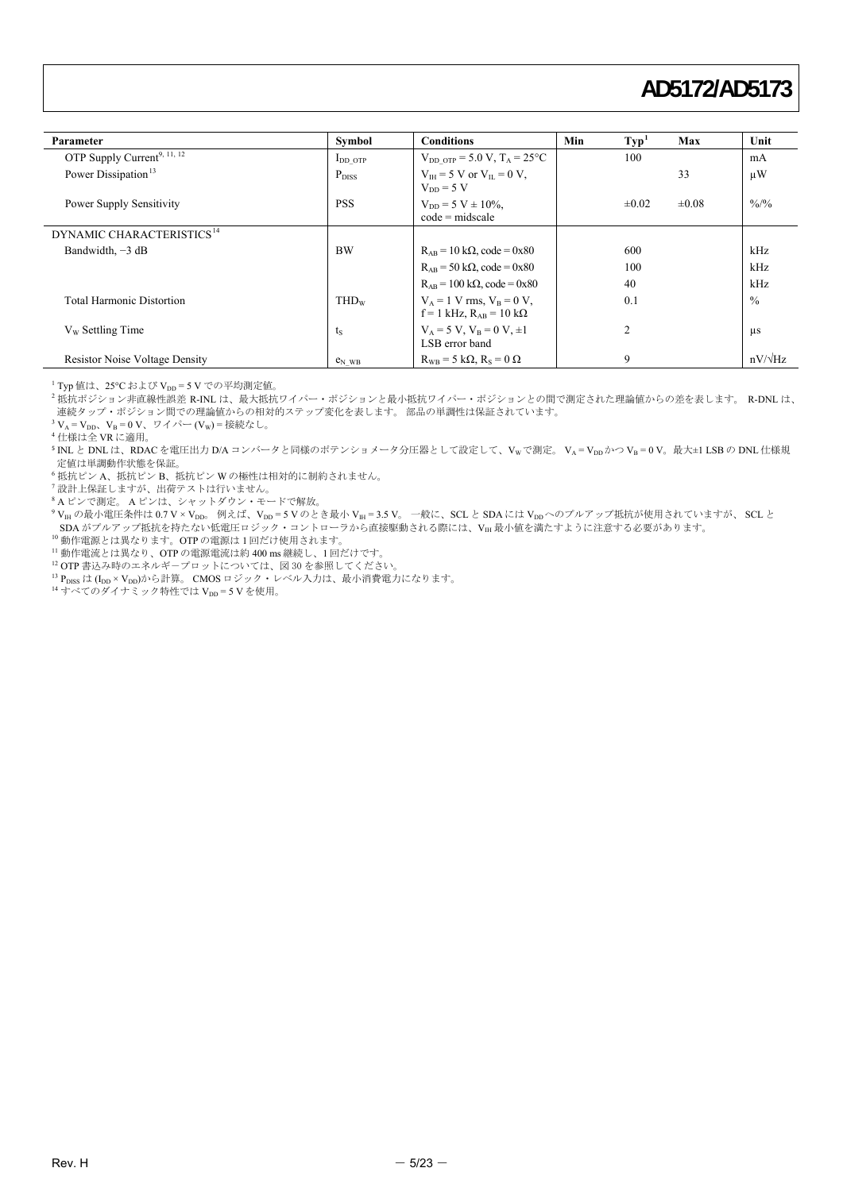| Parameter | Symbol | Conditions | Min | Typ[1] | Max | Unit |
|---|---|---|---|---|---|---|
| OTP Supply Current[9, 11, 12] | $I_{DD\_OTP}$ | $V_{DD\_OTP} = 5.0$ V, $T_A = 25°C$ | | 100 | | mA |
| Power Dissipation[13] | $P_{DISS}$ | $V_{IH} = 5$ V or $V_{IL} = 0$ V, $V_{DD} = 5$ V | | | 33 | μW |
| Power Supply Sensitivity | PSS | $V_{DD} = 5$ V ± 10%, code = midscale | | ±0.02 | ±0.08 | %/% |
| DYNAMIC CHARACTERISTICS[14] | | | | | | |
| Bandwidth, −3 dB | BW | $R_{AB} = 10$ kΩ, code = 0x80 | | 600 | | kHz |
| | | $R_{AB} = 50$ kΩ, code = 0x80 | | 100 | | kHz |
| | | $R_{AB} = 100$ kΩ, code = 0x80 | | 40 | | kHz |
| Total Harmonic Distortion | $THD_W$ | $V_A = 1$ V rms, $V_B = 0$ V, f = 1 kHz, $R_{AB} = 10$ kΩ | | 0.1 | | % |
| $V_W$ Settling Time | $t_S$ | $V_A = 5$ V, $V_B = 0$ V, ±1 LSB error band | | 2 | | μs |
| Resistor Noise Voltage Density | $e_{N\_WB}$ | $R_{WB} = 5$ kΩ, $R_S = 0$ Ω | | 9 | | nV/√Hz |

[1] Typ 値は、25°C および $V_{DD} = 5$ V での平均測定値。
[2] 抵抗ポジション非直線性誤差 R-INL は、最大抵抗ワイパー・ポジションと最小抵抗ワイパー・ポジションとの間で測定された理論値からの差を表します。 R-DNL は、連続タップ・ポジション間での理論値からの相対的ステップ変化を表します。 部品の単調性は保証されています。
[3] $V_A = V_{DD}$、$V_B = 0$ V、ワイパー ($V_W$) = 接続なし。
[4] 仕様は全 VR に適用。
[5] INL と DNL は、RDAC を電圧出力 D/A コンバータと同様のポテンショメータ分圧器として設定して、$V_W$ で測定。 $V_A = V_{DD}$ かつ $V_B = 0$ V。最大±1 LSB の DNL 仕様規定値は単調動作状態を保証。
[6] 抵抗ピン A、抵抗ピン B、抵抗ピン W の極性は相対的に制約されません。
[7] 設計上保証しますが、出荷テストは行いません。
[8] A ピンで測定。 A ピンは、シャットダウン・モードで解放。
[9] $V_{IH}$ の最小電圧条件は 0.7 V × $V_{DD}$。 例えば、$V_{DD} = 5$ V のとき最小 $V_{IH} = 3.5$ V。 一般に、SCL と SDA には $V_{DD}$ へのプルアップ抵抗が使用されていますが、 SCL と SDA がプルアップ抵抗を持たない低電圧ロジック・コントローラから直接駆動される際には、$V_{IH}$ 最小値を満たすように注意する必要があります。
[10] 動作電源とは異なります。OTP の電源は 1 回だけ使用されます。
[11] 動作電流とは異なり、OTP の電源電流は約 400 ms 継続し、1 回だけです。
[12] OTP 書込み時のエネルギープロットについては、図 30 を参照してください。
[13] $P_{DISS}$ は ($I_{DD} \times V_{DD}$)から計算。 CMOS ロジック・レベル入力は、最小消費電力になります。
[14] すべてのダイナミック特性では $V_{DD} = 5$ V を使用。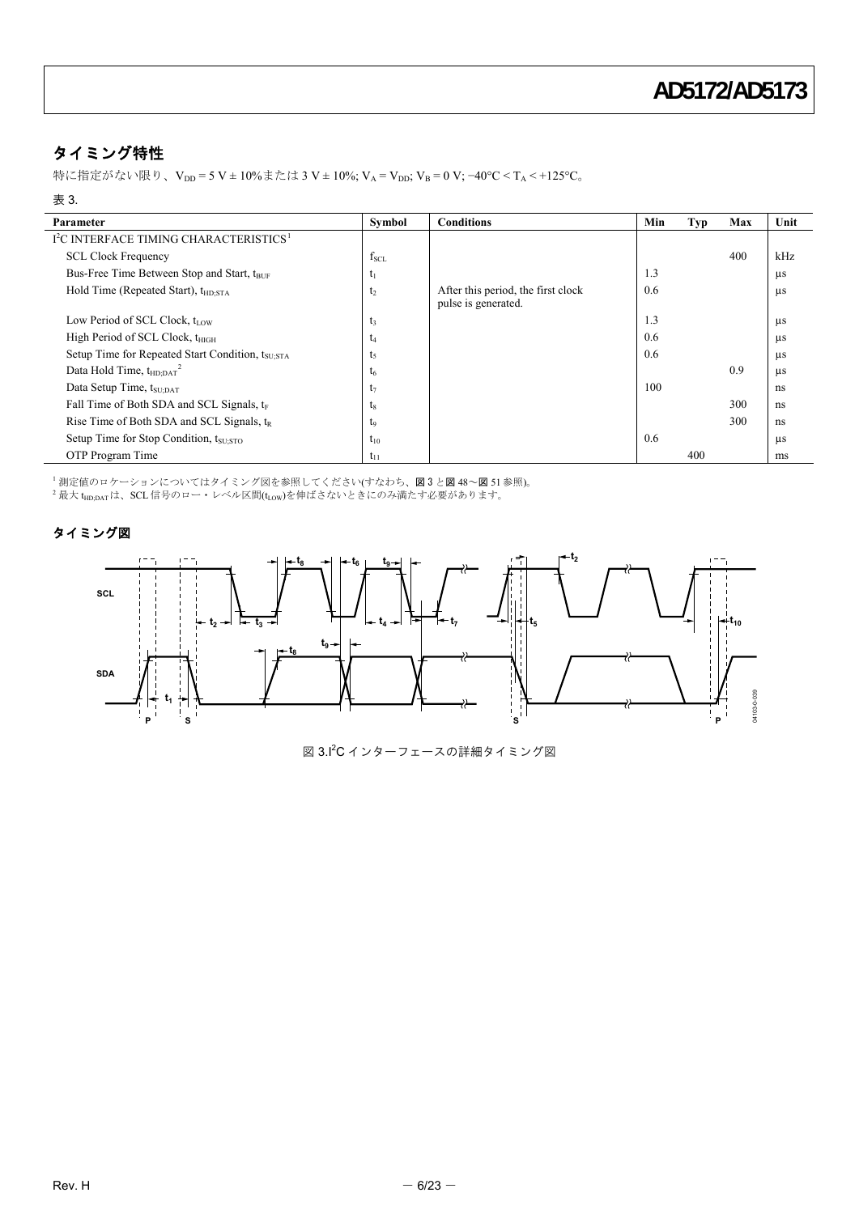## タイミング特性

特に指定がない限り、$V_{DD}$ = 5 V ± 10%または 3 V ± 10%; $V_A = V_{DD}$; $V_B$ = 0 V; −40°C < $T_A$ < +125°C。

表 3.

| Parameter | Symbol | Conditions | Min | Typ | Max | Unit |
|---|---|---|---|---|---|---|
| I²C INTERFACE TIMING CHARACTERISTICS[1] | | | | | | |
| SCL Clock Frequency | $f_{SCL}$ | | | | 400 | kHz |
| Bus-Free Time Between Stop and Start, $t_{BUF}$ | $t_1$ | | 1.3 | | | µs |
| Hold Time (Repeated Start), $t_{HD;STA}$ | $t_2$ | After this period, the first clock pulse is generated. | 0.6 | | | µs |
| Low Period of SCL Clock, $t_{LOW}$ | $t_3$ | | 1.3 | | | µs |
| High Period of SCL Clock, $t_{HIGH}$ | $t_4$ | | 0.6 | | | µs |
| Setup Time for Repeated Start Condition, $t_{SU;STA}$ | $t_5$ | | 0.6 | | | µs |
| Data Hold Time, $t_{HD;DAT}$[2] | $t_6$ | | | | 0.9 | µs |
| Data Setup Time, $t_{SU;DAT}$ | $t_7$ | | 100 | | | ns |
| Fall Time of Both SDA and SCL Signals, $t_F$ | $t_8$ | | | | 300 | ns |
| Rise Time of Both SDA and SCL Signals, $t_R$ | $t_9$ | | | | 300 | ns |
| Setup Time for Stop Condition, $t_{SU;STO}$ | $t_{10}$ | | 0.6 | | | µs |
| OTP Program Time | $t_{11}$ | | | 400 | | ms |

[1] 測定値のロケーションについてはタイミング図を参照してください(すなわち、図 3 と図 48〜図 51 参照)。
[2] 最大 $t_{HD;DAT}$は、SCL 信号のロー・レベル区間($t_{LOW}$)を伸ばさないときにのみ満たす必要があります。

### タイミング図

SCL
SDA
P S S P
t1 t2 t3 t4 t5 t6 t7 t8 t9 t10
04103-0-039

図 3.I²C インターフェースの詳細タイミング図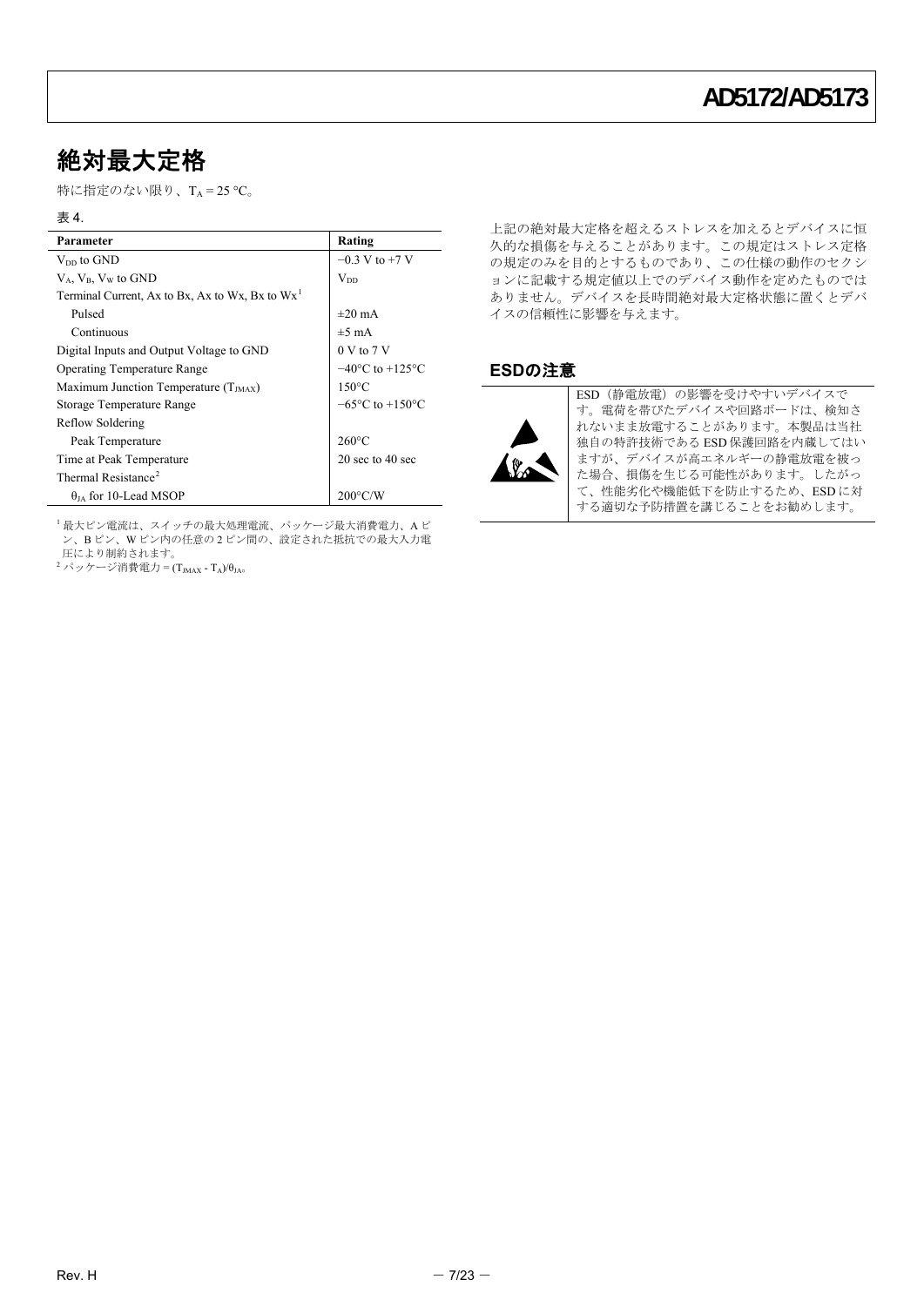# 絶対最大定格

特に指定のない限り、$T_A = 25$ °C。

表 4.

| Parameter | Rating |
|---|---|
| $V_{DD}$ to GND | −0.3 V to +7 V |
| $V_A$, $V_B$, $V_W$ to GND | $V_{DD}$ |
| Terminal Current, Ax to Bx, Ax to Wx, Bx to Wx[1] | |
| Pulsed | ±20 mA |
| Continuous | ±5 mA |
| Digital Inputs and Output Voltage to GND | 0 V to 7 V |
| Operating Temperature Range | −40°C to +125°C |
| Maximum Junction Temperature ($T_{JMAX}$) | 150°C |
| Storage Temperature Range | −65°C to +150°C |
| Reflow Soldering | |
| Peak Temperature | 260°C |
| Time at Peak Temperature | 20 sec to 40 sec |
| Thermal Resistance[2] | |
| $\theta_{JA}$ for 10-Lead MSOP | 200°C/W |

[1] 最大ピン電流は、スイッチの最大処理電流、パッケージ最大消費電力、A ピン、B ピン、W ピン内の任意の 2 ピン間の、設定された抵抗での最大入力電圧により制約されます。

[2] パッケージ消費電力 = $(T_{JMAX} - T_A)/\theta_{JA}$。

上記の絶対最大定格を超えるストレスを加えるとデバイスに恒久的な損傷を与えることがあります。この規定はストレス定格の規定のみを目的とするものであり、この仕様の動作のセクションに記載する規定値以上でのデバイス動作を定めたものではありません。デバイスを長時間絶対最大定格状態に置くとデバイスの信頼性に影響を与えます。

## ESDの注意

ESD（静電放電）の影響を受けやすいデバイスです。電荷を帯びたデバイスや回路ボードは、検知されないまま放電することがあります。本製品は当社独自の特許技術である ESD 保護回路を内蔵してはいますが、デバイスが高エネルギーの静電放電を被った場合、損傷を生じる可能性があります。したがって、性能劣化や機能低下を防止するため、ESD に対する適切な予防措置を講じることをお勧めします。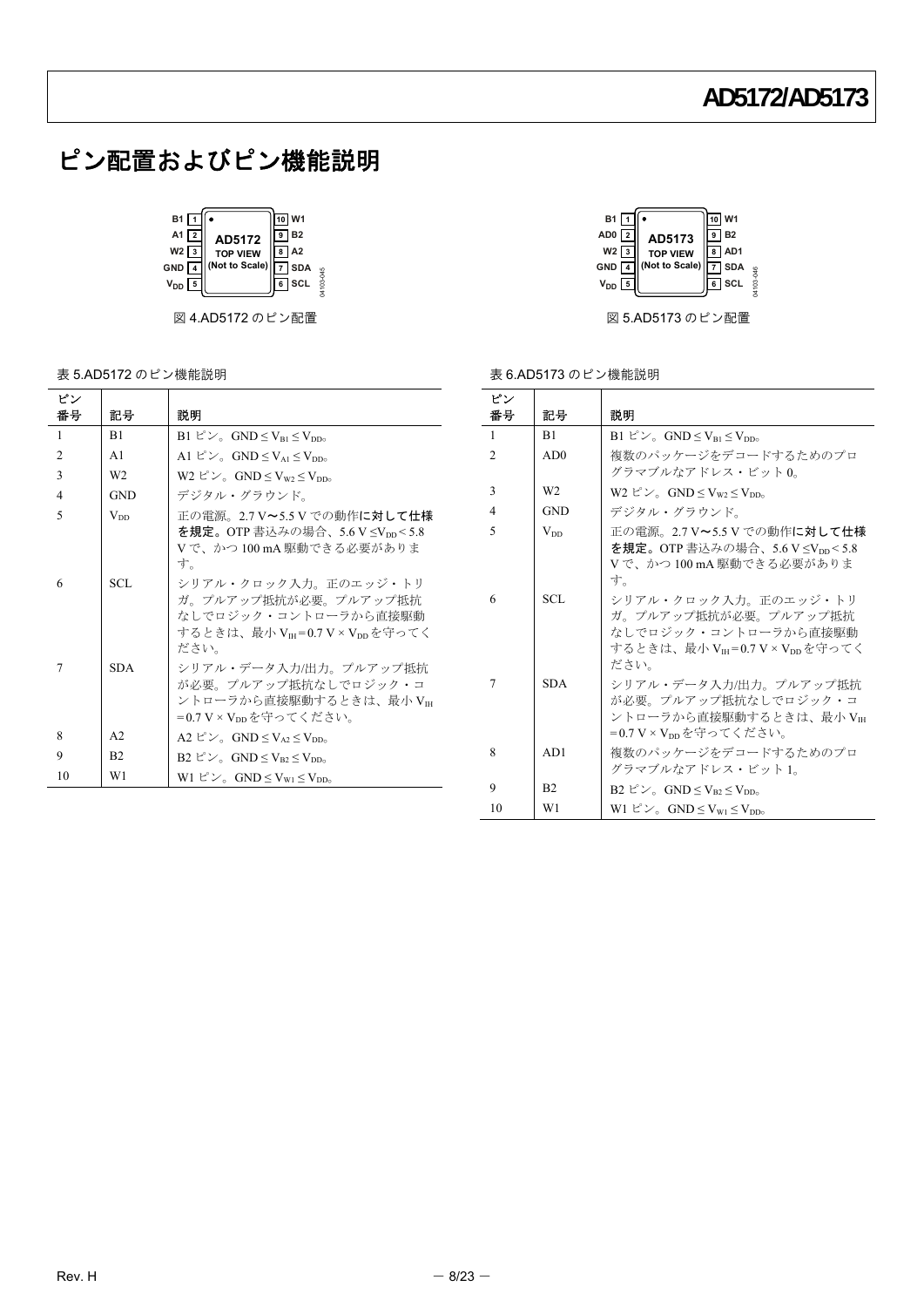# ピン配置およびピン機能説明

B1 1 / A1 2 / W2 3 / GND 4 / $V_{DD}$ 5
AD5172 TOP VIEW (Not to Scale)
10 W1 / 9 B2 / 8 A2 / 7 SDA / 6 SCL
04103-045

図 4.AD5172 のピン配置

B1 1 / AD0 2 / W2 3 / GND 4 / $V_{DD}$ 5
AD5173 TOP VIEW (Not to Scale)
10 W1 / 9 B2 / 8 AD1 / 7 SDA / 6 SCL
04103-046

図 5.AD5173 のピン配置

表 5.AD5172 のピン機能説明

| ピン番号 | 記号 | 説明 |
|---|---|---|
| 1 | B1 | B1 ピン。$GND \le V_{B1} \le V_{DD}$。 |
| 2 | A1 | A1 ピン。$GND \le V_{A1} \le V_{DD}$。 |
| 3 | W2 | W2 ピン。$GND \le V_{W2} \le V_{DD}$。 |
| 4 | GND | デジタル・グラウンド。 |
| 5 | $V_{DD}$ | 正の電源。2.7 V〜5.5 V での動作**に対して仕様を規定**。OTP 書込みの場合、$5.6\ V \le V_{DD} < 5.8\ V$ で、かつ 100 mA 駆動できる必要があります。 |
| 6 | SCL | シリアル・クロック入力。正のエッジ・トリガ。プルアップ抵抗が必要。プルアップ抵抗なしでロジック・コントローラから直接駆動するときは、最小 $V_{IH} = 0.7\ V \times V_{DD}$ を守ってください。 |
| 7 | SDA | シリアル・データ入力/出力。プルアップ抵抗が必要。プルアップ抵抗なしでロジック・コントローラから直接駆動するときは、最小 $V_{IH} = 0.7\ V \times V_{DD}$ を守ってください。 |
| 8 | A2 | A2 ピン。$GND \le V_{A2} \le V_{DD}$。 |
| 9 | B2 | B2 ピン。$GND \le V_{B2} \le V_{DD}$。 |
| 10 | W1 | W1 ピン。$GND \le V_{W1} \le V_{DD}$。 |

表 6.AD5173 のピン機能説明

| ピン番号 | 記号 | 説明 |
|---|---|---|
| 1 | B1 | B1 ピン。$GND \le V_{B1} \le V_{DD}$。 |
| 2 | AD0 | 複数のパッケージをデコードするためのプログラマブルなアドレス・ビット 0。 |
| 3 | W2 | W2 ピン。$GND \le V_{W2} \le V_{DD}$。 |
| 4 | GND | デジタル・グラウンド。 |
| 5 | $V_{DD}$ | 正の電源。2.7 V〜5.5 V での動作**に対して仕様を規定**。OTP 書込みの場合、$5.6\ V \le V_{DD} < 5.8\ V$ で、かつ 100 mA 駆動できる必要があります。 |
| 6 | SCL | シリアル・クロック入力。正のエッジ・トリガ。プルアップ抵抗が必要。プルアップ抵抗なしでロジック・コントローラから直接駆動するときは、最小 $V_{IH} = 0.7\ V \times V_{DD}$ を守ってください。 |
| 7 | SDA | シリアル・データ入力/出力。プルアップ抵抗が必要。プルアップ抵抗なしでロジック・コントローラから直接駆動するときは、最小 $V_{IH} = 0.7\ V \times V_{DD}$ を守ってください。 |
| 8 | AD1 | 複数のパッケージをデコードするためのプログラマブルなアドレス・ビット 1。 |
| 9 | B2 | B2 ピン。$GND \le V_{B2} \le V_{DD}$。 |
| 10 | W1 | W1 ピン。$GND \le V_{W1} \le V_{DD}$。 |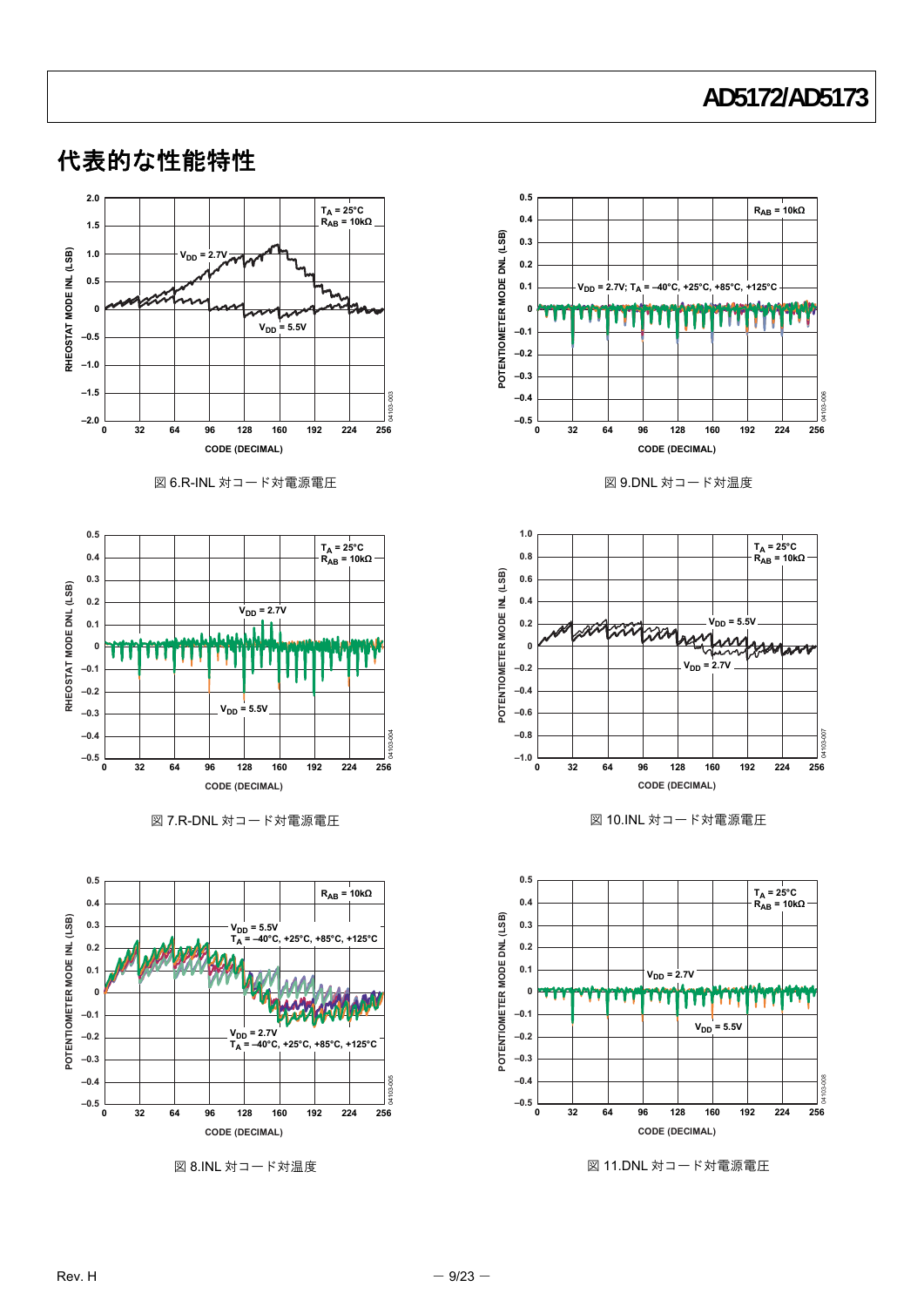## 代表的な性能特性

RHEOSTAT MODE INL (LSB)
2.0
1.5
1.0
0.5
0
−0.5
−1.0
−1.5
−2.0
0 32 64 96 128 160 192 224 256
CODE (DECIMAL)
$T_A$ = 25°C
$R_{AB}$ = 10kΩ
$V_{DD}$ = 2.7V
$V_{DD}$ = 5.5V
04103-003

図 6.R-INL 対コード対電源電圧

RHEOSTAT MODE DNL (LSB)
0.5
0.4
0.3
0.2
0.1
0
−0.1
−0.2
−0.3
−0.4
−0.5
0 32 64 96 128 160 192 224 256
CODE (DECIMAL)
$T_A$ = 25°C
$R_{AB}$ = 10kΩ
$V_{DD}$ = 2.7V
$V_{DD}$ = 5.5V
04103-004

図 7.R-DNL 対コード対電源電圧

POTENTIOMETER MODE INL (LSB)
0.5
0.4
0.3
0.2
0.1
0
−0.1
−0.2
−0.3
−0.4
−0.5
0 32 64 96 128 160 192 224 256
CODE (DECIMAL)
$R_{AB}$ = 10kΩ
$V_{DD}$ = 5.5V
$T_A$ = –40°C, +25°C, +85°C, +125°C
$V_{DD}$ = 2.7V
$T_A$ = –40°C, +25°C, +85°C, +125°C
04103-005

図 8.INL 対コード対温度

POTENTIOMETER MODE DNL (LSB)
0.5
0.4
0.3
0.2
0.1
0
−0.1
−0.2
−0.3
−0.4
−0.5
0 32 64 96 128 160 192 224 256
CODE (DECIMAL)
$R_{AB}$ = 10kΩ
$V_{DD}$ = 2.7V; $T_A$ = –40°C, +25°C, +85°C, +125°C
04103-006

図 9.DNL 対コード対温度

POTENTIOMETER MODE INL (LSB)
1.0
0.8
0.6
0.4
0.2
0
−0.2
−0.4
−0.6
−0.8
−1.0
0 32 64 96 128 160 192 224 256
CODE (DECIMAL)
$T_A$ = 25°C
$R_{AB}$ = 10kΩ
$V_{DD}$ = 5.5V
$V_{DD}$ = 2.7V
04103-007

図 10.INL 対コード対電源電圧

POTENTIOMETER MODE DNL (LSB)
0.5
0.4
0.3
0.2
0.1
0
−0.1
−0.2
−0.3
−0.4
−0.5
0 32 64 96 128 160 192 224 256
CODE (DECIMAL)
$T_A$ = 25°C
$R_{AB}$ = 10kΩ
$V_{DD}$ = 2.7V
$V_{DD}$ = 5.5V
04103-008

図 11.DNL 対コード対電源電圧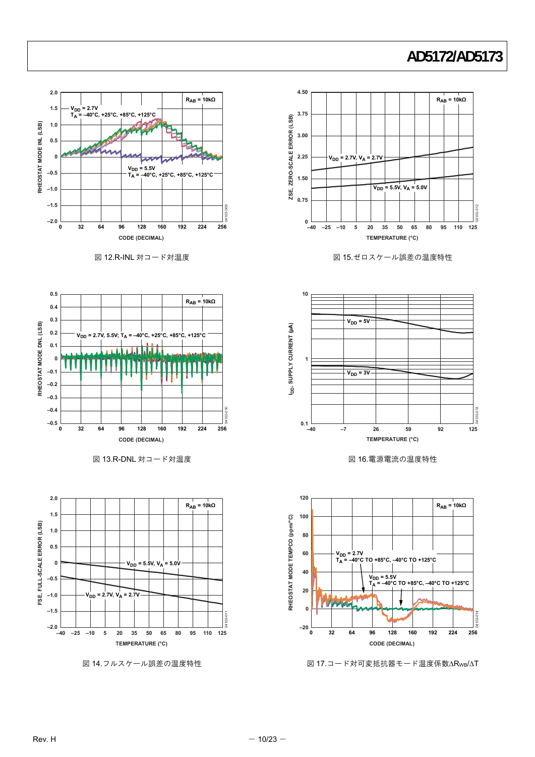RHEOSTAT MODE INL (LSB)
2.0
1.5
1.0
0.5
0
–0.5
–1.0
–1.5
–2.0
0 32 64 96 128 160 192 224 256
CODE (DECIMAL)
$R_{AB}$ = 10kΩ
$V_{DD}$ = 2.7V
$T_A$ = –40°C, +25°C, +85°C, +125°C
$V_{DD}$ = 5.5V
$T_A$ = –40°C, +25°C, +85°C, +125°C
04103-009

図 12.R-INL 対コード対温度

ZSE, ZERO-SCALE ERROR (LSB)
4.50
3.75
3.00
2.25
1.50
0.75
0
–40 –25 –10 5 20 35 50 65 80 95 110 125
TEMPERATURE (°C)
$R_{AB}$ = 10kΩ
$V_{DD}$ = 2.7V, $V_A$ = 2.7V
$V_{DD}$ = 5.5V, $V_A$ = 5.0V
04103-012

図 15.ゼロスケール誤差の温度特性

RHEOSTAT MODE DNL (LSB)
0.5
0.4
0.3
0.2
0.1
0
–0.1
–0.2
–0.3
–0.4
–0.5
0 32 64 96 128 160 192 224 256
CODE (DECIMAL)
$R_{AB}$ = 10kΩ
$V_{DD}$ = 2.7V, 5.5V; $T_A$ = –40°C, +25°C, +85°C, +125°C
04103-010

図 13.R-DNL 対コード対温度

$I_{DD}$, SUPPLY CURRENT (µA)
10
1
0.1
–40 –7 26 59 92 125
TEMPERATURE (°C)
$V_{DD}$ = 5V
$V_{DD}$ = 3V
04103-013

図 16.電源電流の温度特性

FSE, FULL-SCALE ERROR (LSB)
2.0
1.5
1.0
0.5
0
–0.5
–1.0
–1.5
–2.0
–40 –25 –10 5 20 35 50 65 80 95 110 125
TEMPERATURE (°C)
$R_{AB}$ = 10kΩ
$V_{DD}$ = 5.5V, $V_A$ = 5.0V
$V_{DD}$ = 2.7V, $V_A$ = 2.7V
04103-011

図 14.フルスケール誤差の温度特性

RHEOSTAT MODE TEMPCO (ppm/°C)
120
100
80
60
40
20
0
–20
0 32 64 96 128 160 192 224 256
CODE (DECIMAL)
$R_{AB}$ = 10kΩ
$V_{DD}$ = 2.7V
$T_A$ = –40°C TO +85°C, –40°C TO +125°C
$V_{DD}$ = 5.5V
$T_A$ = –40°C TO +85°C, –40°C TO +125°C
04103-014

図 17.コード対可変抵抗器モード温度係数$\Delta R_{WB}/\Delta T$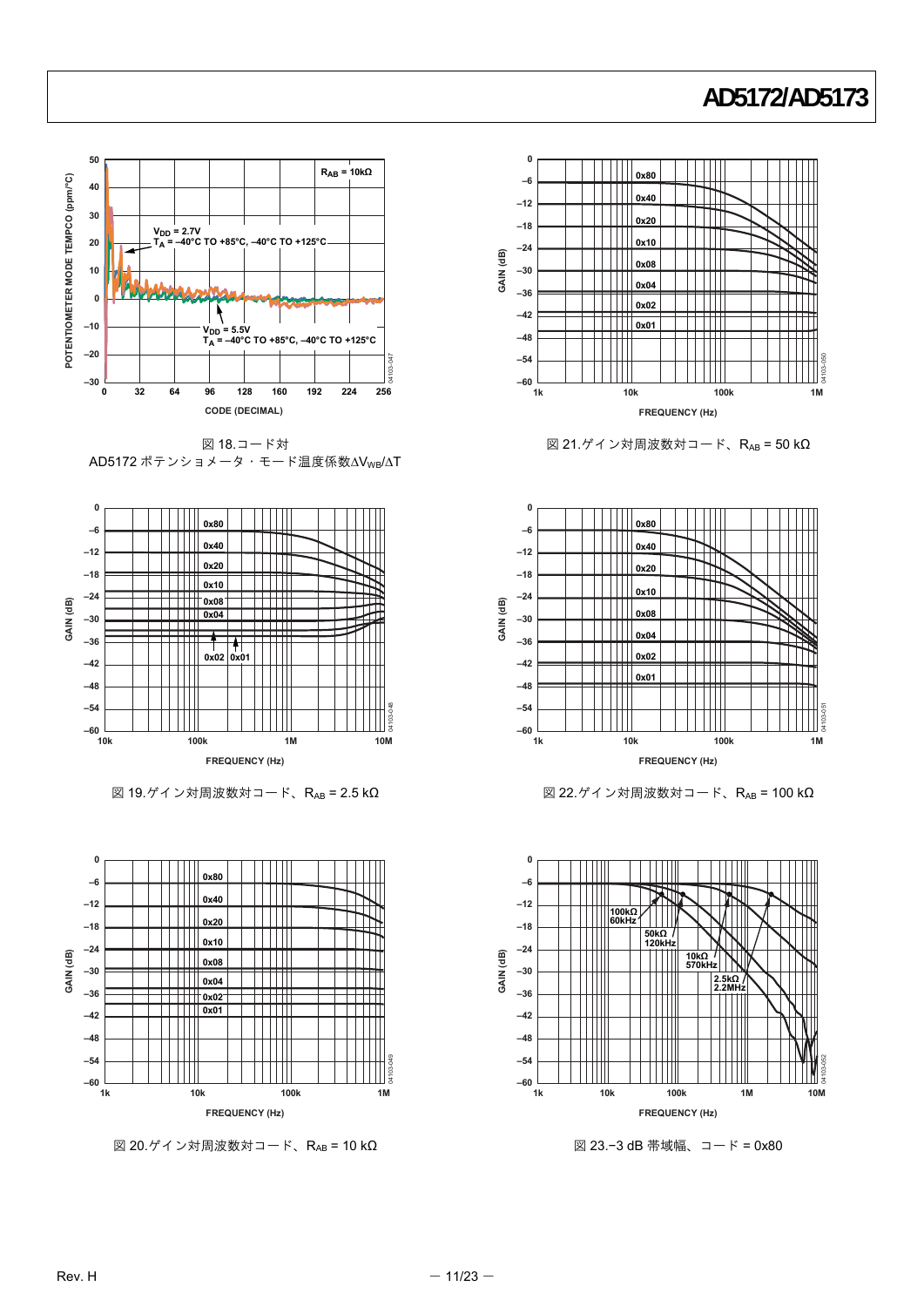POTENTIOMETER MODE TEMPCO (ppm/°C)

50
40
30
20
10
0
–10
–20
–30

$R_{AB}$ = 10kΩ

$V_{DD}$ = 2.7V
$T_A$ = –40°C TO +85°C, –40°C TO +125°C

$V_{DD}$ = 5.5V
$T_A$ = –40°C TO +85°C, –40°C TO +125°C

0 32 64 96 128 160 192 224 256

CODE (DECIMAL)

04103-047

図 18.コード対
AD5172 ポテンショメータ・モード温度係数$\Delta V_{WB}/\Delta T$

GAIN (dB)

0 –6 –12 –18 –24 –30 –36 –42 –48 –54 –60

0x80
0x40
0x20
0x10
0x08
0x04
0x02 0x01

10k 100k 1M 10M

FREQUENCY (Hz)

04103-048

図 19.ゲイン対周波数対コード、$R_{AB}$ = 2.5 kΩ

GAIN (dB)

0 –6 –12 –18 –24 –30 –36 –42 –48 –54 –60

0x80
0x40
0x20
0x10
0x08
0x04
0x02
0x01

1k 10k 100k 1M

FREQUENCY (Hz)

04103-049

図 20.ゲイン対周波数対コード、$R_{AB}$ = 10 kΩ

GAIN (dB)

0 –6 –12 –18 –24 –30 –36 –42 –48 –54 –60

0x80
0x40
0x20
0x10
0x08
0x04
0x02
0x01

1k 10k 100k 1M

FREQUENCY (Hz)

04103-050

図 21.ゲイン対周波数対コード、$R_{AB}$ = 50 kΩ

GAIN (dB)

0 –6 –12 –18 –24 –30 –36 –42 –48 –54 –60

0x80
0x40
0x20
0x10
0x08
0x04
0x02
0x01

1k 10k 100k 1M

FREQUENCY (Hz)

04103-051

図 22.ゲイン対周波数対コード、$R_{AB}$ = 100 kΩ

GAIN (dB)

0 –6 –12 –18 –24 –30 –36 –42 –48 –54 –60

100kΩ
60kHz

50kΩ
120kHz

10kΩ
570kHz

2.5kΩ
2.2MHz

1k 10k 100k 1M 10M

FREQUENCY (Hz)

04103-052

図 23.−3 dB 帯域幅、 コード = 0x80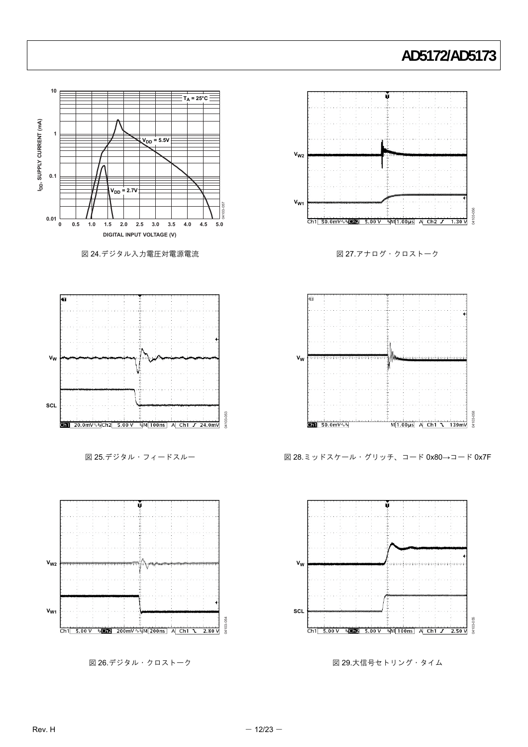図 24.デジタル入力電圧対電源電流

図 27.アナログ・クロストーク

図 25.デジタル・フィードスルー

図 28.ミッドスケール・グリッチ、コード 0x80→コード 0x7F

図 26.デジタル・クロストーク

図 29.大信号セトリング・タイム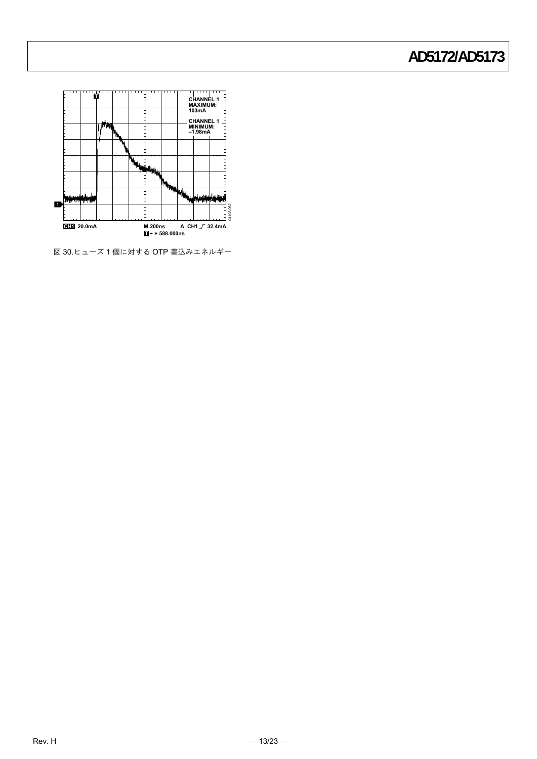CHANNEL 1
MAXIMUM:
103mA

CHANNEL 1
MINIMUM:
–1.98mA

CH1 20.0mA

M 200ns

A CH1 ∫ 32.4mA

T→ ▼ 588.000ns

04103-062

図 30.ヒューズ 1 個に対する OTP 書込みエネルギー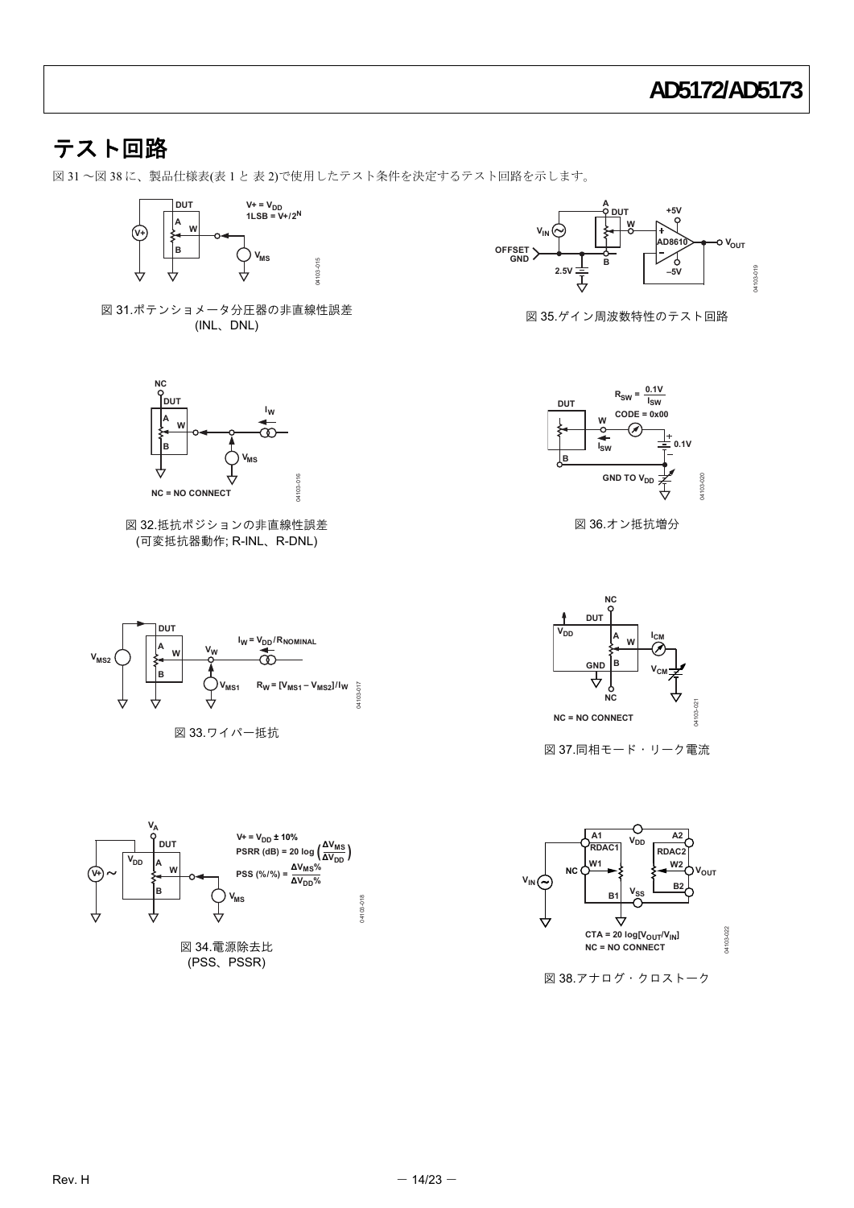# テスト回路

図 31 ～図 38 に、製品仕様表(表 1 と 表 2)で使用したテスト条件を決定するテスト回路を示します。

DUT
A
W
B
V+
$V+ = V_{DD}$
$1LSB = V+/2^N$
$V_{MS}$
04103-015

図 31.ポテンショメータ分圧器の非直線性誤差 (INL、DNL)

NC
DUT
A
W
B
$I_W$
$V_{MS}$
NC = NO CONNECT
04103-016

図 32.抵抗ポジションの非直線性誤差 (可変抵抗器動作; R-INL、R-DNL)

DUT
A
W
B
$V_{MS2}$
$V_W$
$I_W = V_{DD}/R_{NOMINAL}$
$V_{MS1}$
$R_W = [V_{MS1} – V_{MS2}]/I_W$
04103-017

図 33.ワイパー抵抗

$V_A$
DUT
$V_{DD}$
A
W
B
V+
~
$V+ = V_{DD} ± 10\%$
$PSRR (dB) = 20 \log \left(\frac{\Delta V_{MS}}{\Delta V_{DD}}\right)$
$PSS (\%/\%) = \frac{\Delta V_{MS}\%}{\Delta V_{DD}\%}$
$V_{MS}$
04103-018

図 34.電源除去比 (PSS、PSSR)

A
DUT
W
B
$V_{IN}$
OFFSET GND
2.5V
+5V
AD8610
–5V
$V_{OUT}$
04103-019

図 35.ゲイン周波数特性のテスト回路

$R_{SW} = \frac{0.1V}{I_{SW}}$
CODE = 0x00
DUT
W
$I_{SW}$
B
0.1V
GND TO $V_{DD}$
04103-020

図 36.オン抵抗増分

NC
DUT
$V_{DD}$
A
W
$I_{CM}$
GND
B
$V_{CM}$
NC
NC = NO CONNECT
04103-021

図 37.同相モード・リーク電流

A1
$V_{DD}$
A2
RDAC1
RDAC2
NC
W1
W2
$V_{OUT}$
$V_{IN}$
B1
$V_{SS}$
B2
$CTA = 20 \log[V_{OUT}/V_{IN}]$
NC = NO CONNECT
04103-022

図 38.アナログ・クロストーク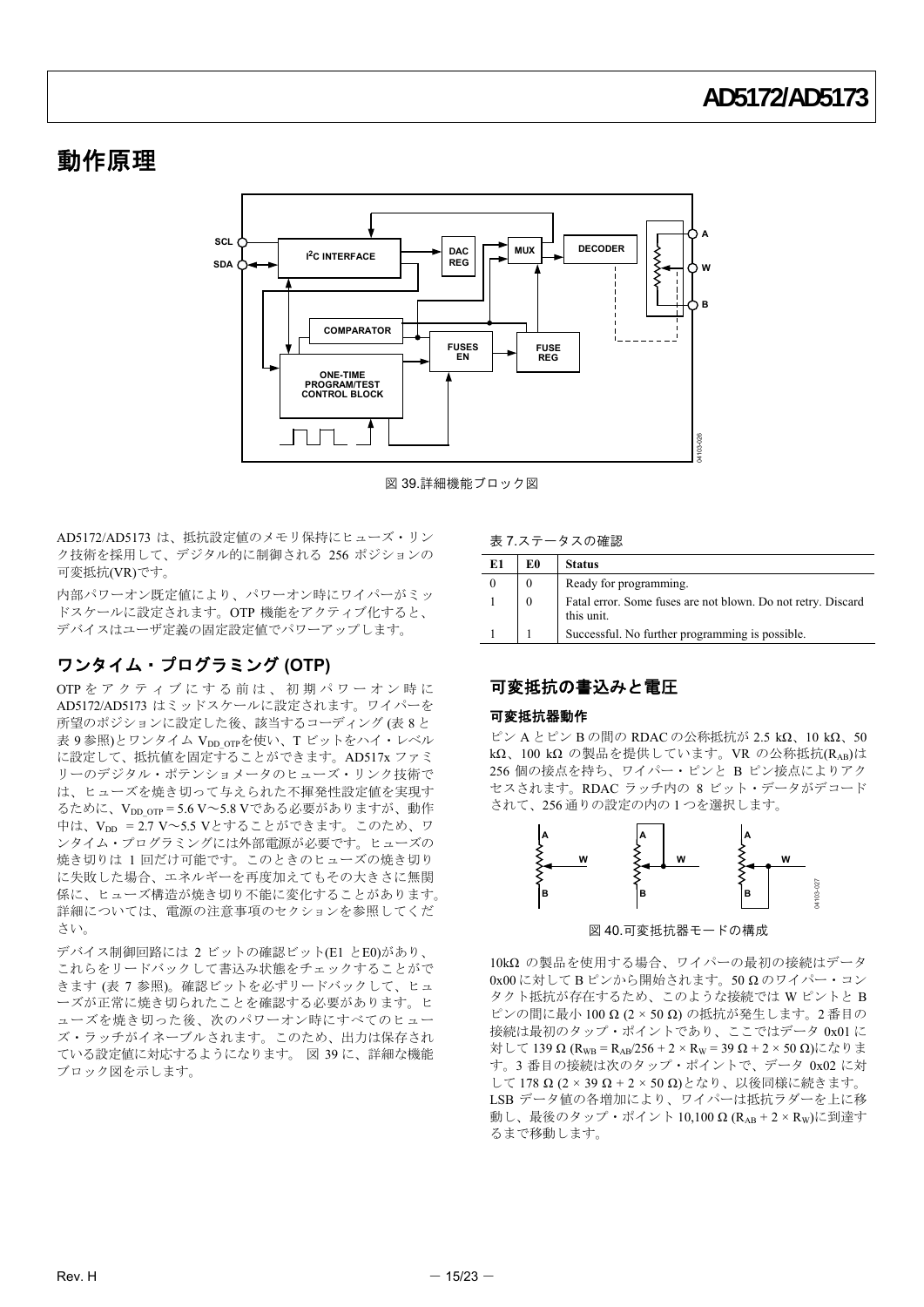# 動作原理

SCL
SDA
$I^2C$ INTERFACE
DAC REG
MUX
DECODER
A
W
B
COMPARATOR
FUSES EN
FUSE REG
ONE-TIME PROGRAM/TEST CONTROL BLOCK
04103-026

図 39.詳細機能ブロック図

AD5172/AD5173 は、抵抗設定値のメモリ保持にヒューズ・リンク技術を採用して、デジタル的に制御される 256 ポジションの可変抵抗(VR)です。

内部パワーオン既定値により、パワーオン時にワイパーがミッドスケールに設定されます。OTP 機能をアクティブ化すると、デバイスはユーザ定義の固定設定値でパワーアップします。

## ワンタイム・プログラミング (OTP)

OTP をアクティブにする前は、初期パワーオン時に AD5172/AD5173 はミッドスケールに設定されます。ワイパーを所望のポジションに設定した後、該当するコーディング (表 8 と表 9 参照)とワンタイム $V_{DD\_OTP}$を使い、T ビットをハイ・レベルに設定して、抵抗値を固定することができます。AD517x ファミリーのデジタル・ポテンショメータのヒューズ・リンク技術では、ヒューズを焼き切って与えられた不揮発性設定値を実現するために、$V_{DD\_OTP}$ = 5.6 V～5.8 Vである必要がありますが、動作中は、$V_{DD}$ = 2.7 V～5.5 Vとすることができます。このため、ワンタイム・プログラミングには外部電源が必要です。ヒューズの焼き切りは 1 回だけ可能です。このときのヒューズの焼き切りに失敗した場合、エネルギーを再度加えてもその大きさに無関係に、ヒューズ構造が焼き切り不能に変化することがあります。詳細については、電源の注意事項のセクションを参照してください。

デバイス制御回路には 2 ビットの確認ビット(E1 とE0)があり、これらをリードバックして書込み状態をチェックすることができます (表 7 参照)。確認ビットを必ずリードバックして、ヒューズが正常に焼き切られたことを確認する必要があります。ヒューズを焼き切った後、次のパワーオン時にすべてのヒューズ・ラッチがイネーブルされます。このため、出力は保存されている設定値に対応するようになります。 図 39 に、詳細な機能ブロック図を示します。

表 7.ステータスの確認

| E1 | E0 | Status |
|---|---|---|
| 0 | 0 | Ready for programming. |
| 1 | 0 | Fatal error. Some fuses are not blown. Do not retry. Discard this unit. |
| 1 | 1 | Successful. No further programming is possible. |

## 可変抵抗の書込みと電圧

### 可変抵抗器動作

ピン A とピン B の間の RDAC の公称抵抗が 2.5 kΩ、10 kΩ、50 kΩ、100 kΩ の製品を提供しています。VR の公称抵抗($R_{AB}$)は 256 個の接点を持ち、ワイパー・ピンと B ピン接点によりアクセスされます。RDAC ラッチ内の 8 ビット・データがデコードされて、256 通りの設定の内の 1 つを選択します。

A
W
B
A
W
B
A
W
B
04103-027

図 40.可変抵抗器モードの構成

10kΩ の製品を使用する場合、ワイパーの最初の接続はデータ 0x00 に対して B ピンから開始されます。50 Ω のワイパー・コンタクト抵抗が存在するため、このような接続では W ピンと B ピンの間に最小 100 Ω (2 × 50 Ω) の抵抗が発生します。2 番目の接続は最初のタップ・ポイントであり、ここではデータ 0x01 に対して 139 Ω ($R_{WB} = R_{AB}/256 + 2 \times R_W$ = 39 Ω + 2 × 50 Ω)になります。3 番目の接続は次のタップ・ポイントで、データ 0x02 に対して 178 Ω (2 × 39 Ω + 2 × 50 Ω)となり、以後同様に続きます。LSB データ値の各増加により、ワイパーは抵抗ラダーを上に移動し、最後のタップ・ポイント 10,100 Ω ($R_{AB} + 2 \times R_W$)に到達するまで移動します。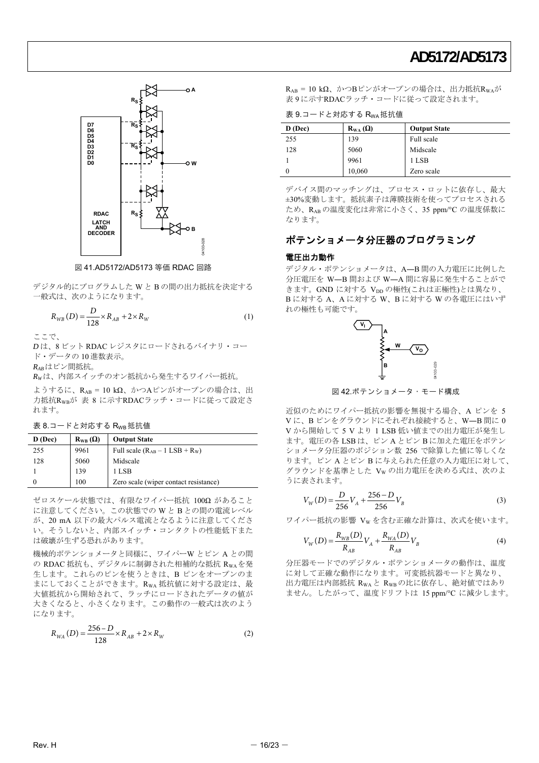D7
D6
D5
D4
D3
D2
D1
D0

RDAC
LATCH
AND
DECODER

$R_S$
$R_S$
$R_S$
$R_S$

A
W
B

04103-028

図 41.AD5172/AD5173 等価 RDAC 回路

デジタル的にプログラムした W と B の間の出力抵抗を決定する一般式は、次のようになります。

$$R_{WB}(D) = \frac{D}{128} \times R_{AB} + 2 \times R_W \tag{1}$$

ここで、

$D$ は、8 ビット RDAC レジスタにロードされるバイナリ・コード・データの 10 進数表示。

$R_{AB}$ はピン間抵抗。

$R_W$ は、内部スイッチのオン抵抗から発生するワイパー抵抗。

ようするに、$R_{AB}$ = 10 kΩ、かつAピンがオープンの場合は、出力抵抗 $R_{WB}$ が 表 8 に示すRDACラッチ・コードに従って設定されます。

表 8.コードと対応する $R_{WB}$ 抵抗値

| D (Dec) | $R_{WB}$ (Ω) | Output State |
|---|---|---|
| 255 | 9961 | Full scale ($R_{AB}$ – 1 LSB + $R_W$) |
| 128 | 5060 | Midscale |
| 1 | 139 | 1 LSB |
| 0 | 100 | Zero scale (wiper contact resistance) |

ゼロスケール状態では、有限なワイパー抵抗 100Ω があることに注意してください。この状態での W と B との間の電流レベルが、20 mA 以下の最大パルス電流となるように注意してください。そうしないと、内部スイッチ・コンタクトの性能低下または破壊が生ずる恐れがあります。

機械的ポテンショメータと同様に、ワイパーW とピン A との間の RDAC 抵抗も、デジタルに制御された相補的な抵抗 $R_{WA}$ を発生します。これらのピンを使うときは、B ピンをオープンのままにしておくことができます。$R_{WA}$ 抵抗値に対する設定は、最大値抵抗から開始されて、ラッチにロードされたデータの値が大きくなると、小さくなります。この動作の一般式は次のようになります。

$$R_{WA}(D) = \frac{256 - D}{128} \times R_{AB} + 2 \times R_W \tag{2}$$

$R_{AB}$ = 10 kΩ、かつBピンがオープンの場合は、出力抵抗 $R_{WA}$ が表 9 に示すRDACラッチ・コードに従って設定されます。

表 9.コードと対応する $R_{WA}$ 抵抗値

| D (Dec) | $R_{WA}$ (Ω) | Output State |
|---|---|---|
| 255 | 139 | Full scale |
| 128 | 5060 | Midscale |
| 1 | 9961 | 1 LSB |
| 0 | 10,060 | Zero scale |

デバイス間のマッチングは、プロセス・ロットに依存し、最大 ±30%変動します。抵抗素子は薄膜技術を使ってプロセスされるため、$R_{AB}$ の温度変化は非常に小さく、35 ppm/°C の温度係数になります。

## ポテンショメータ分圧器のプログラミング

### 電圧出力動作

デジタル・ポテンショメータは、A—B 間の入力電圧に比例した分圧電圧を W—B 間および W—A 間に容易に発生することができます。GND に対する $V_{DD}$ の極性(これは正極性)とは異なり、B に対する A、A に対する W、B に対する W の各電圧にはいずれの極性も可能です。

$V_I$
A
W
$V_O$
B

04103-029

図 42.ポテンショメータ・モード構成

近似のためにワイパー抵抗の影響を無視する場合、A ピンを 5 V に、B ピンをグラウンドにそれぞれ接続すると、W—B 間に 0 V から開始して 5 V より 1 LSB 低い値までの出力電圧が発生します。電圧の各 LSB は、ピン A とピン B に加えた電圧をポテンショメータ分圧器のポジション数 256 で除算した値に等しくなります。ピン A とピン B に与えられた任意の入力電圧に対して、グラウンドを基準とした $V_W$ の出力電圧を決める式は、次のように表されます。

$$V_W(D) = \frac{D}{256} V_A + \frac{256 - D}{256} V_B \tag{3}$$

ワイパー抵抗の影響 $V_W$ を含む正確な計算は、次式を使います。

$$V_W(D) = \frac{R_{WB}(D)}{R_{AB}} V_A + \frac{R_{WA}(D)}{R_{AB}} V_B \tag{4}$$

分圧器モードでのデジタル・ポテンショメータの動作は、温度に対して正確な動作になります。可変抵抗器モードと異なり、出力電圧は内部抵抗 $R_{WA}$ と $R_{WB}$ の比に依存し、絶対値ではありません。したがって、温度ドリフトは 15 ppm/°C に減少します。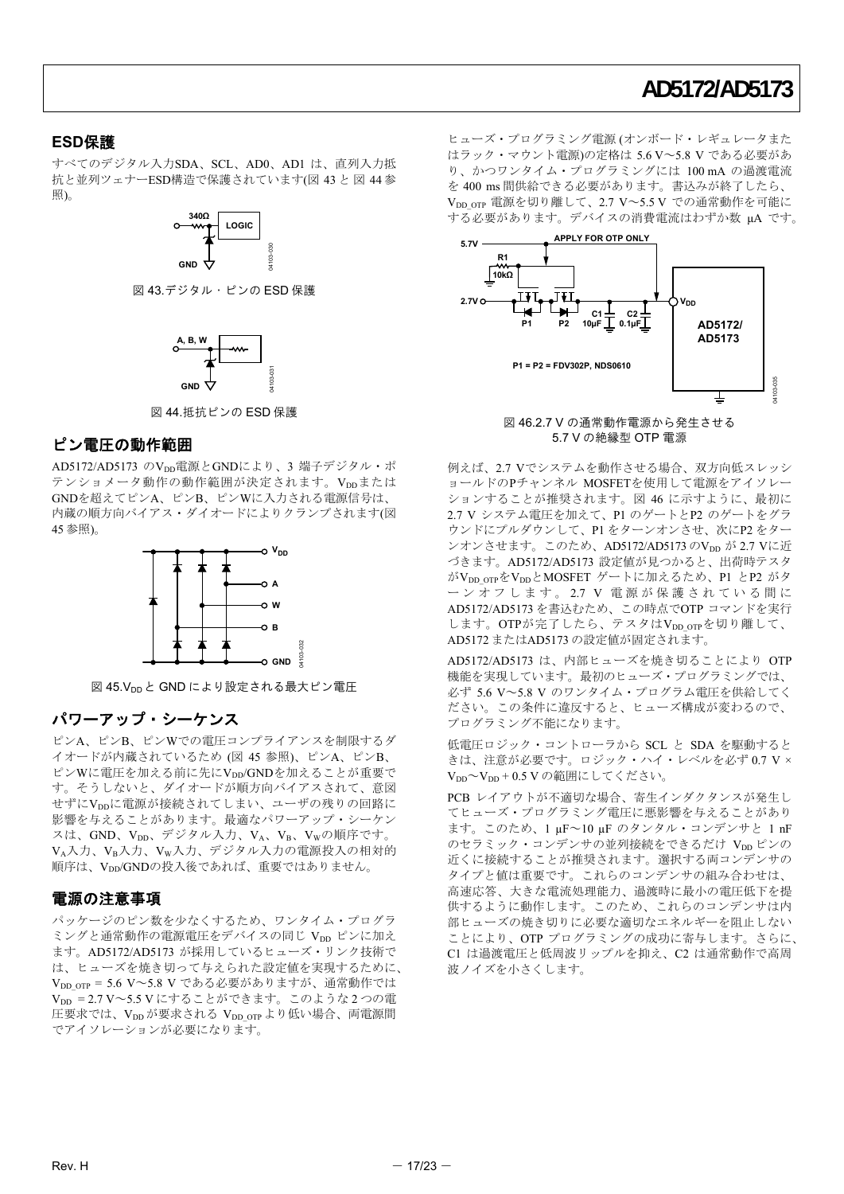## ESD保護

すべてのデジタル入力SDA、SCL、AD0、AD1 は、直列入力抵抗と並列ツェナーESD構造で保護されています(図 43 と 図 44 参照)。

340Ω
LOGIC
GND
04103-030

図 43.デジタル・ピンの ESD 保護

A, B, W
GND
04103-031

図 44.抵抗ピンの ESD 保護

## ピン電圧の動作範囲

AD5172/AD5173 の$V_{DD}$電源とGNDにより、3 端子デジタル・ポテンショメータ動作の動作範囲が決定されます。$V_{DD}$またはGNDを超えてピンA、ピンB、ピンWに入力される電源信号は、内蔵の順方向バイアス・ダイオードによりクランプされます(図 45 参照)。

$V_{DD}$
A
W
B
GND
04103-032

図 45.$V_{DD}$と GND により設定される最大ピン電圧

## パワーアップ・シーケンス

ピンA、ピンB、ピンWでの電圧コンプライアンスを制限するダイオードが内蔵されているため (図 45 参照)、ピンA、ピンB、ピンWに電圧を加える前に先に$V_{DD}$/GNDを加えることが重要です。そうしないと、ダイオードが順方向バイアスされて、意図せずに$V_{DD}$に電源が接続されてしまい、ユーザの残りの回路に影響を与えることがあります。最適なパワーアップ・シーケンスは、GND、$V_{DD}$、デジタル入力、$V_A$、$V_B$、$V_W$の順序です。$V_A$入力、$V_B$入力、$V_W$入力、デジタル入力の電源投入の相対的順序は、$V_{DD}$/GNDの投入後であれば、重要ではありません。

## 電源の注意事項

パッケージのピン数を少なくするため、ワンタイム・プログラミングと通常動作の電源電圧をデバイスの同じ $V_{DD}$ ピンに加えます。AD5172/AD5173 が採用しているヒューズ・リンク技術では、ヒューズを焼き切って与えられた設定値を実現するために、$V_{DD\_OTP}$ = 5.6 V～5.8 V である必要がありますが、通常動作では $V_{DD}$ = 2.7 V～5.5 V にすることができます。このような 2 つの電圧要求では、$V_{DD}$ が要求される $V_{DD\_OTP}$ より低い場合、両電源間でアイソレーションが必要になります。

ヒューズ・プログラミング電源 (オンボード・レギュレータまたはラック・マウント電源)の定格は 5.6 V～5.8 V である必要があり、かつワンタイム・プログラミングには 100 mA の過渡電流を 400 ms 間供給できる必要があります。書込みが終了したら、$V_{DD\_OTP}$ 電源を切り離して、2.7 V～5.5 V での通常動作を可能にする必要があります。デバイスの消費電流はわずか数 μA です。

5.7V
APPLY FOR OTP ONLY
R1
10kΩ
2.7V
P1
P2
C1
10µF
C2
0.1µF
$V_{DD}$
AD5172/
AD5173
P1 = P2 = FDV302P, NDS0610
04103-035

図 46.2.7 V の通常動作電源から発生させる 5.7 V の絶縁型 OTP 電源

例えば、2.7 Vでシステムを動作させる場合、双方向低スレッショールドのPチャンネル MOSFETを使用して電源をアイソレーションすることが推奨されます。図 46 に示すように、最初に 2.7 V システム電圧を加えて、P1 のゲートとP2 のゲートをグラウンドにプルダウンして、P1 をターンオンさせ、次にP2 をターンオンさせます。このため、AD5172/AD5173 の$V_{DD}$ が 2.7 Vに近づきます。AD5172/AD5173 設定値が見つかると、出荷時テスタが$V_{DD\_OTP}$を$V_{DD}$とMOSFET ゲートに加えるため、P1 とP2 がターンオフします。2.7 V 電源が保護されている間に AD5172/AD5173 を書込むため、この時点でOTP コマンドを実行します。OTPが完了したら、テスタは$V_{DD\_OTP}$を切り離して、AD5172 またはAD5173 の設定値が固定されます。

AD5172/AD5173 は、内部ヒューズを焼き切ることにより OTP 機能を実現しています。最初のヒューズ・プログラミングでは、必ず 5.6 V～5.8 V のワンタイム・プログラム電圧を供給してください。この条件に違反すると、ヒューズ構成が変わるので、プログラミング不能になります。

低電圧ロジック・コントローラから SCL と SDA を駆動するときは、注意が必要です。ロジック・ハイ・レベルを必ず 0.7 V × $V_{DD}$～$V_{DD}$ + 0.5 V の範囲にしてください。

PCB レイアウトが不適切な場合、寄生インダクタンスが発生してヒューズ・プログラミング電圧に悪影響を与えることがあります。このため、1 μF～10 μF のタンタル・コンデンサと 1 nF のセラミック・コンデンサの並列接続をできるだけ $V_{DD}$ ピンの近くに接続することが推奨されます。選択する両コンデンサのタイプと値は重要です。これらのコンデンサの組み合わせでは、高速応答、大きな電流処理能力、過渡時に最小の電圧低下を提供するように動作します。このため、これらのコンデンサは内部ヒューズの焼き切りに必要な適切なエネルギーを阻止しないことにより、OTP プログラミングの成功に寄与します。さらに、C1 は過渡電圧と低周波リップルを抑え、C2 は通常動作で高周波ノイズを小さくします。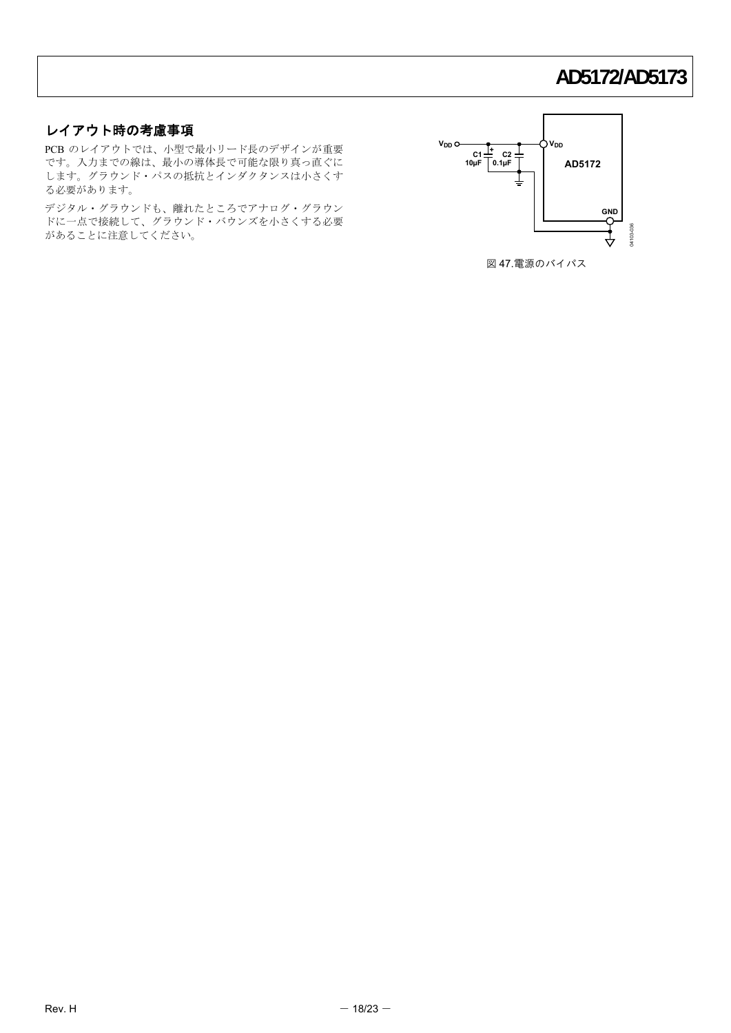## レイアウト時の考慮事項

PCB のレイアウトでは、小型で最小リード長のデザインが重要です。入力までの線は、最小の導体長で可能な限り真っ直ぐにします。グラウンド・パスの抵抗とインダクタンスは小さくする必要があります。

デジタル・グラウンドも、離れたところでアナログ・グラウンドに一点で接続して、グラウンド・バウンズを小さくする必要があることに注意してください。

$V_{DD}$

C1
10µF

C2
0.1µF

$V_{DD}$

AD5172

GND

04103-036

図 47.電源のバイパス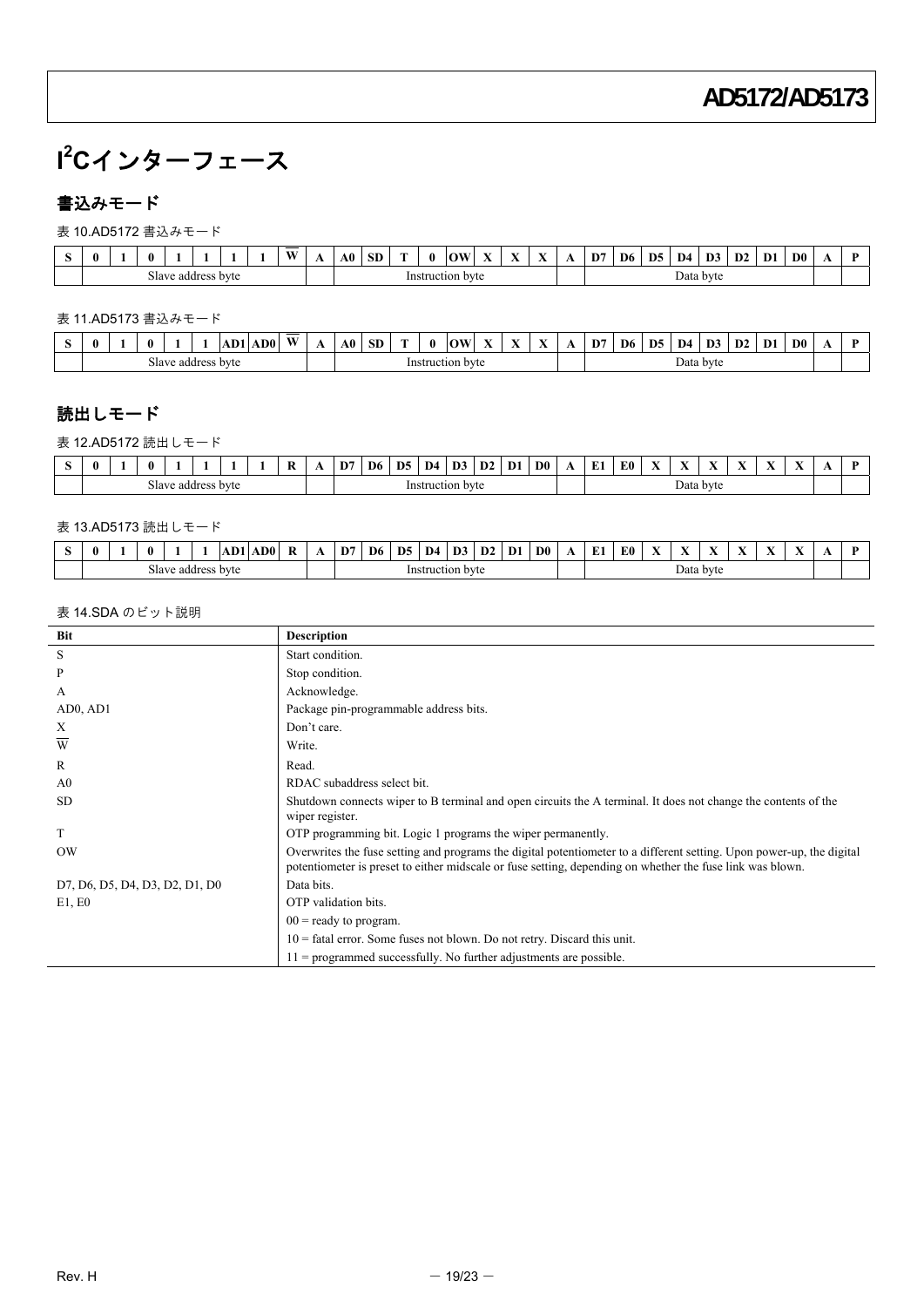# I²Cインターフェース

## 書込みモード

表 10.AD5172 書込みモード

| S | 0 | 1 | 0 | 1 | 1 | 1 | 1 | $\overline{W}$ | A | A0 | SD | T | 0 | OW | X | X | X | A | D7 | D6 | D5 | D4 | D3 | D2 | D1 | D0 | A | P |
|---|---|---|---|---|---|---|---|---|---|---|---|---|---|---|---|---|---|---|---|---|---|---|---|---|---|---|---|---|
| | Slave address byte | | | | | | | | | Instruction byte | | | | | | | | | Data byte | | | | | | | | | |

表 11.AD5173 書込みモード

| S | 0 | 1 | 0 | 1 | 1 | AD1 | AD0 | $\overline{W}$ | A | A0 | SD | T | 0 | OW | X | X | X | A | D7 | D6 | D5 | D4 | D3 | D2 | D1 | D0 | A | P |
|---|---|---|---|---|---|---|---|---|---|---|---|---|---|---|---|---|---|---|---|---|---|---|---|---|---|---|---|---|
| | Slave address byte | | | | | | | | | Instruction byte | | | | | | | | | Data byte | | | | | | | | | |

## 読出しモード

表 12.AD5172 読出しモード

| S | 0 | 1 | 0 | 1 | 1 | 1 | 1 | R | A | D7 | D6 | D5 | D4 | D3 | D2 | D1 | D0 | A | E1 | E0 | X | X | X | X | X | X | A | P |
|---|---|---|---|---|---|---|---|---|---|---|---|---|---|---|---|---|---|---|---|---|---|---|---|---|---|---|---|---|
| | Slave address byte | | | | | | | | | Instruction byte | | | | | | | | | Data byte | | | | | | | | | |

表 13.AD5173 読出しモード

| S | 0 | 1 | 0 | 1 | 1 | AD1 | AD0 | R | A | D7 | D6 | D5 | D4 | D3 | D2 | D1 | D0 | A | E1 | E0 | X | X | X | X | X | X | A | P |
|---|---|---|---|---|---|---|---|---|---|---|---|---|---|---|---|---|---|---|---|---|---|---|---|---|---|---|---|---|
| | Slave address byte | | | | | | | | | Instruction byte | | | | | | | | | Data byte | | | | | | | | | |

表 14.SDA のビット説明

| Bit | Description |
|---|---|
| S | Start condition. |
| P | Stop condition. |
| A | Acknowledge. |
| AD0, AD1 | Package pin-programmable address bits. |
| X | Don’t care. |
| $\overline{W}$ | Write. |
| R | Read. |
| A0 | RDAC subaddress select bit. |
| SD | Shutdown connects wiper to B terminal and open circuits the A terminal. It does not change the contents of the wiper register. |
| T | OTP programming bit. Logic 1 programs the wiper permanently. |
| OW | Overwrites the fuse setting and programs the digital potentiometer to a different setting. Upon power-up, the digital potentiometer is preset to either midscale or fuse setting, depending on whether the fuse link was blown. |
| D7, D6, D5, D4, D3, D2, D1, D0 | Data bits. |
| E1, E0 | OTP validation bits. |
| | 00 = ready to program. |
| | 10 = fatal error. Some fuses not blown. Do not retry. Discard this unit. |
| | 11 = programmed successfully. No further adjustments are possible. |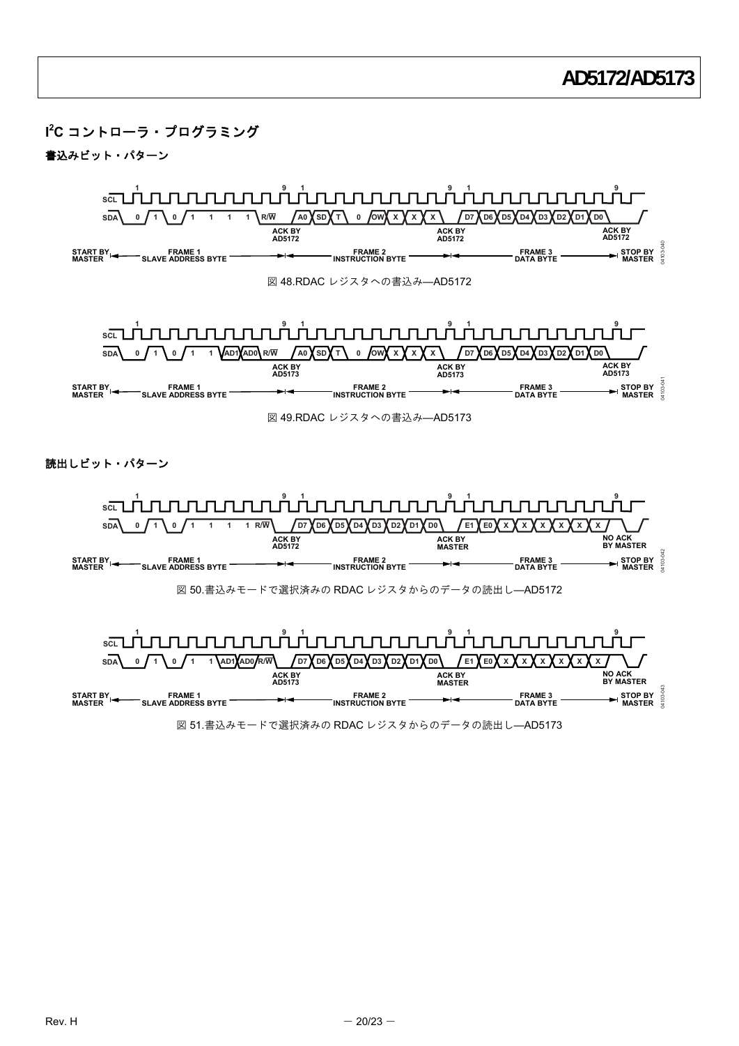## I²C コントローラ・プログラミング

### 書込みビット・パターン

SCL
SDA
1
9
1
9
1
9
0 1 0 1 1 1 1 R/W
A0 SD T 0 OW X X X
D7 D6 D5 D4 D3 D2 D1 D0
ACK BY AD5172
ACK BY AD5172
ACK BY AD5172
START BY MASTER
FRAME 1 SLAVE ADDRESS BYTE
FRAME 2 INSTRUCTION BYTE
FRAME 3 DATA BYTE
STOP BY MASTER
04103-040

図 48.RDAC レジスタへの書込み—AD5172

SCL
SDA
1
9
1
9
1
9
0 1 0 1 1 AD1 AD0 R/W
A0 SD T 0 OW X X X
D7 D6 D5 D4 D3 D2 D1 D0
ACK BY AD5173
ACK BY AD5173
ACK BY AD5173
START BY MASTER
FRAME 1 SLAVE ADDRESS BYTE
FRAME 2 INSTRUCTION BYTE
FRAME 3 DATA BYTE
STOP BY MASTER
04103-041

図 49.RDAC レジスタへの書込み—AD5173

### 読出しビット・パターン

SCL
SDA
1
9
1
9
1
9
0 1 0 1 1 1 1 R/W
D7 D6 D5 D4 D3 D2 D1 D0
E1 E0 X X X X X X
ACK BY AD5172
ACK BY MASTER
NO ACK BY MASTER
START BY MASTER
FRAME 1 SLAVE ADDRESS BYTE
FRAME 2 INSTRUCTION BYTE
FRAME 3 DATA BYTE
STOP BY MASTER
04103-042

図 50.書込みモードで選択済みの RDAC レジスタからのデータの読出し—AD5172

SCL
SDA
1
9
1
9
1
9
0 1 0 1 1 AD1 AD0 R/W
D7 D6 D5 D4 D3 D2 D1 D0
E1 E0 X X X X X X
ACK BY AD5173
ACK BY MASTER
NO ACK BY MASTER
START BY MASTER
FRAME 1 SLAVE ADDRESS BYTE
FRAME 2 INSTRUCTION BYTE
FRAME 3 DATA BYTE
STOP BY MASTER
04103-043

図 51.書込みモードで選択済みの RDAC レジスタからのデータの読出し—AD5173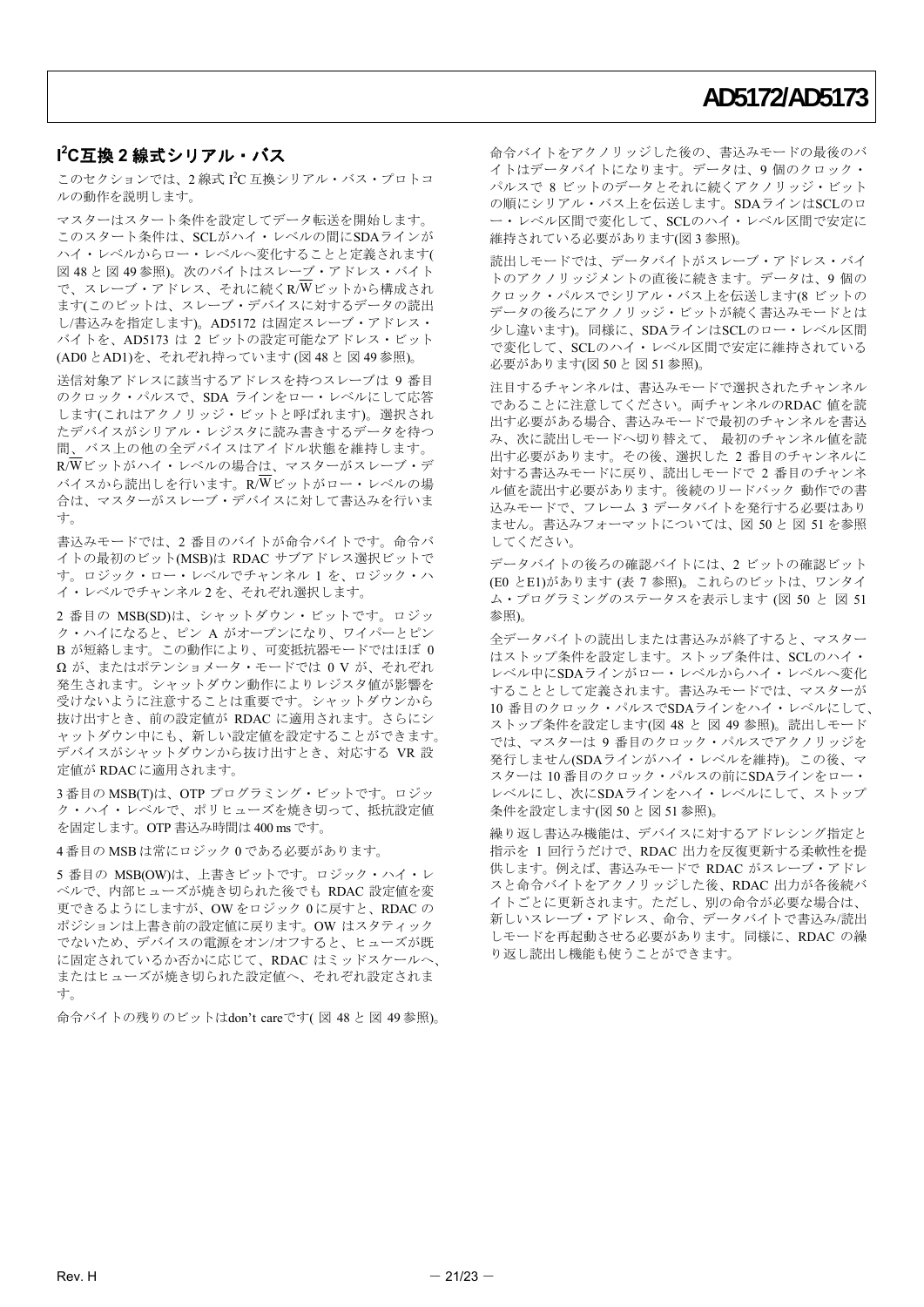## I²C互換 2 線式シリアル・バス

このセクションでは、2 線式 I²C 互換シリアル・バス・プロトコルの動作を説明します。

マスターはスタート条件を設定してデータ転送を開始します。このスタート条件は、SCLがハイ・レベルの間にSDAラインがハイ・レベルからロー・レベルへ変化することと定義されます(図 48 と 図 49 参照)。次のバイトはスレーブ・アドレス・バイトで、スレーブ・アドレス、それに続くR/W̅ビットから構成されます(このビットは、スレーブ・デバイスに対するデータの読出し/書込みを指定します)。AD5172 は固定スレーブ・アドレス・バイトを、AD5173 は 2 ビットの設定可能なアドレス・ビット(AD0 とAD1)を、それぞれ持っています (図 48 と 図 49 参照)。

送信対象アドレスに該当するアドレスを持つスレーブは 9 番目のクロック・パルスで、SDA ラインをロー・レベルにして応答します(これはアクノリッジ・ビットと呼ばれます)。選択されたデバイスがシリアル・レジスタに読み書きするデータを待つ間、バス上の他の全デバイスはアイドル状態を維持します。R/W̅ビットがハイ・レベルの場合は、マスターがスレーブ・デバイスから読出しを行います。R/W̅ビットがロー・レベルの場合は、マスターがスレーブ・デバイスに対して書込みを行います。

書込みモードでは、2 番目のバイトが命令バイトです。命令バイトの最初のビット(MSB)は RDAC サブアドレス選択ビットです。ロジック・ロー・レベルでチャンネル 1 を、ロジック・ハイ・レベルでチャンネル 2 を、それぞれ選択します。

2 番目の MSB(SD)は、シャットダウン・ビットです。ロジック・ハイになると、ピン A がオープンになり、ワイパーとピン B が短絡します。この動作により、可変抵抗器モードではほぼ 0 Ω が、またはポテンショメータ・モードでは 0 V が、それぞれ発生されます。シャットダウン動作によりレジスタ値が影響を受けないように注意することは重要です。シャットダウンから抜け出すとき、前の設定値が RDAC に適用されます。さらにシャットダウン中にも、新しい設定値を設定することができます。デバイスがシャットダウンから抜け出すとき、対応する VR 設定値が RDAC に適用されます。

3 番目の MSB(T)は、OTP プログラミング・ビットです。ロジック・ハイ・レベルで、ポリヒューズを焼き切って、抵抗設定値を固定します。OTP 書込み時間は 400 ms です。

4 番目の MSB は常にロジック 0 である必要があります。

5 番目の MSB(OW)は、上書きビットです。ロジック・ハイ・レベルで、内部ヒューズが焼き切られた後でも RDAC 設定値を変更できるようにしますが、OW をロジック 0 に戻すと、RDAC のポジションは上書き前の設定値に戻ります。OW はスタティックでないため、デバイスの電源をオン/オフすると、ヒューズが既に固定されているか否かに応じて、RDAC はミッドスケールへ、またはヒューズが焼き切られた設定値へ、それぞれ設定されます。

命令バイトの残りのビットはdon't careです( 図 48 と 図 49 参照)。

命令バイトをアクノリッジした後の、書込みモードの最後のバイトはデータバイトになります。データは、9 個のクロック・パルスで 8 ビットのデータとそれに続くアクノリッジ・ビットの順にシリアル・バス上を伝送します。SDAラインはSCLのロー・レベル区間で変化して、SCLのハイ・レベル区間で安定に維持されている必要があります(図 3 参照)。

読出しモードでは、データバイトがスレーブ・アドレス・バイトのアクノリッジメントの直後に続きます。データは、9 個のクロック・パルスでシリアル・バス上を伝送します(8 ビットのデータの後ろにアクノリッジ・ビットが続く書込みモードとは少し違います)。同様に、SDAラインはSCLのロー・レベル区間で変化して、SCLのハイ・レベル区間で安定に維持されている必要があります(図 50 と 図 51 参照)。

注目するチャンネルは、書込みモードで選択されたチャンネルであることに注意してください。両チャンネルのRDAC 値を読出す必要がある場合、書込みモードで最初のチャンネルを書込み、次に読出しモードへ切り替えて、 最初のチャンネル値を読出す必要があります。その後、選択した 2 番目のチャンネルに対する書込みモードに戻り、読出しモードで 2 番目のチャンネル値を読出す必要があります。後続のリードバック 動作での書込みモードで、フレーム 3 データバイトを発行する必要はありません。書込みフォーマットについては、図 50 と 図 51 を参照してください。

データバイトの後ろの確認バイトには、2 ビットの確認ビット(E0 とE1)があります (表 7 参照)。これらのビットは、ワンタイム・プログラミングのステータスを表示します (図 50 と 図 51 参照)。

全データバイトの読出しまたは書込みが終了すると、マスターはストップ条件を設定します。ストップ条件は、SCLのハイ・レベル中にSDAラインがロー・レベルからハイ・レベルへ変化することとして定義されます。書込みモードでは、マスターが 10 番目のクロック・パルスでSDAラインをハイ・レベルにして、ストップ条件を設定します(図 48 と 図 49 参照)。読出しモードでは、マスターは 9 番目のクロック・パルスでアクノリッジを発行しません(SDAラインがハイ・レベルを維持)。この後、マスターは 10 番目のクロック・パルスの前にSDAラインをロー・レベルにし、次にSDAラインをハイ・レベルにして、ストップ条件を設定します(図 50 と 図 51 参照)。

繰り返し書込み機能は、デバイスに対するアドレシング指定と指示を 1 回行うだけで、RDAC 出力を反復更新する柔軟性を提供します。例えば、書込みモードで RDAC がスレーブ・アドレスと命令バイトをアクノリッジした後、RDAC 出力が各後続バイトごとに更新されます。ただし、別の命令が必要な場合は、新しいスレーブ・アドレス、命令、データバイトで書込み/読出しモードを再起動させる必要があります。同様に、RDAC の繰り返し読出し機能も使うことができます。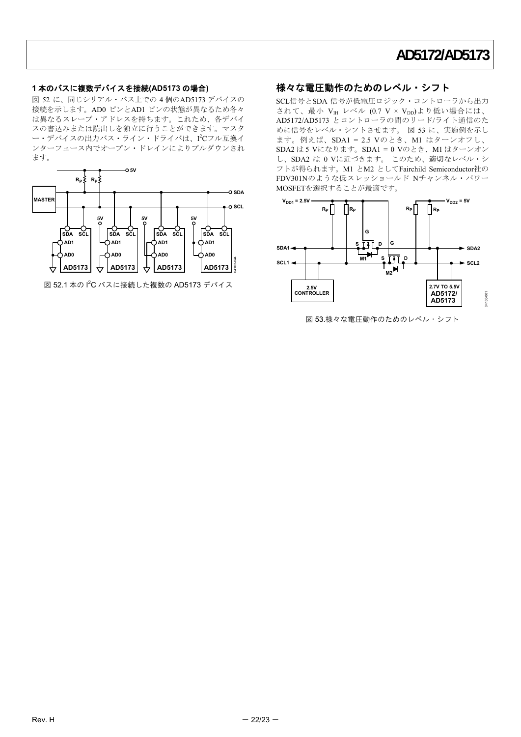### 1 本のバスに複数デバイスを接続(AD5173 の場合)

図 52 に、同じシリアル・バス上での 4 個のAD5173 デバイスの接続を示します。AD0 ピンとAD1 ピンの状態が異なるため各々は異なるスレーブ・アドレスを持ちます。これため、各デバイスの書込みまたは読出しを独立に行うことができます。マスター・デバイスの出力バス・ライン・ドライバは、I²Cフル互換インターフェース内でオープン・ドレインによりプルダウンされます。

5V
RP RP
MASTER
SDA
SCL
5V 5V 5V
SDA SCL
AD1
AD0
AD5173
04103-044

図 52.1 本の I²C バスに接続した複数の AD5173 デバイス

## 様々な電圧動作のためのレベル・シフト

SCL信号とSDA 信号が低電圧ロジック・コントローラから出力されて、最小 $V_{IH}$ レベル ($0.7\ V \times V_{DD}$)より低い場合には、AD5172/AD5173 とコントローラの間のリード/ライト通信のために信号をレベル・シフトさせます。 図 53 に、実施例を示します。例えば、SDA1 = 2.5 Vのとき、M1 はターンオフし、SDA2 は 5 Vになります。SDA1 = 0 Vのとき、M1 はターンオンし、SDA2 は 0 Vに近づきます。 このため、適切なレベル・シフトが得られます。M1 とM2 としてFairchild Semiconductor社のFDV301Nのような低スレッショールド Nチャンネル・パワーMOSFETを選択することが最適です。

$V_{DD1}$ = 2.5V
$V_{DD2}$ = 5V
RP RP RP RP
G
S D G
SDA1
SDA2
M1 S D
SCL1
SCL2
M2
2.5V CONTROLLER
2.7V TO 5.5V AD5172/ AD5173
04103-061

図 53.様々な電圧動作のためのレベル・シフト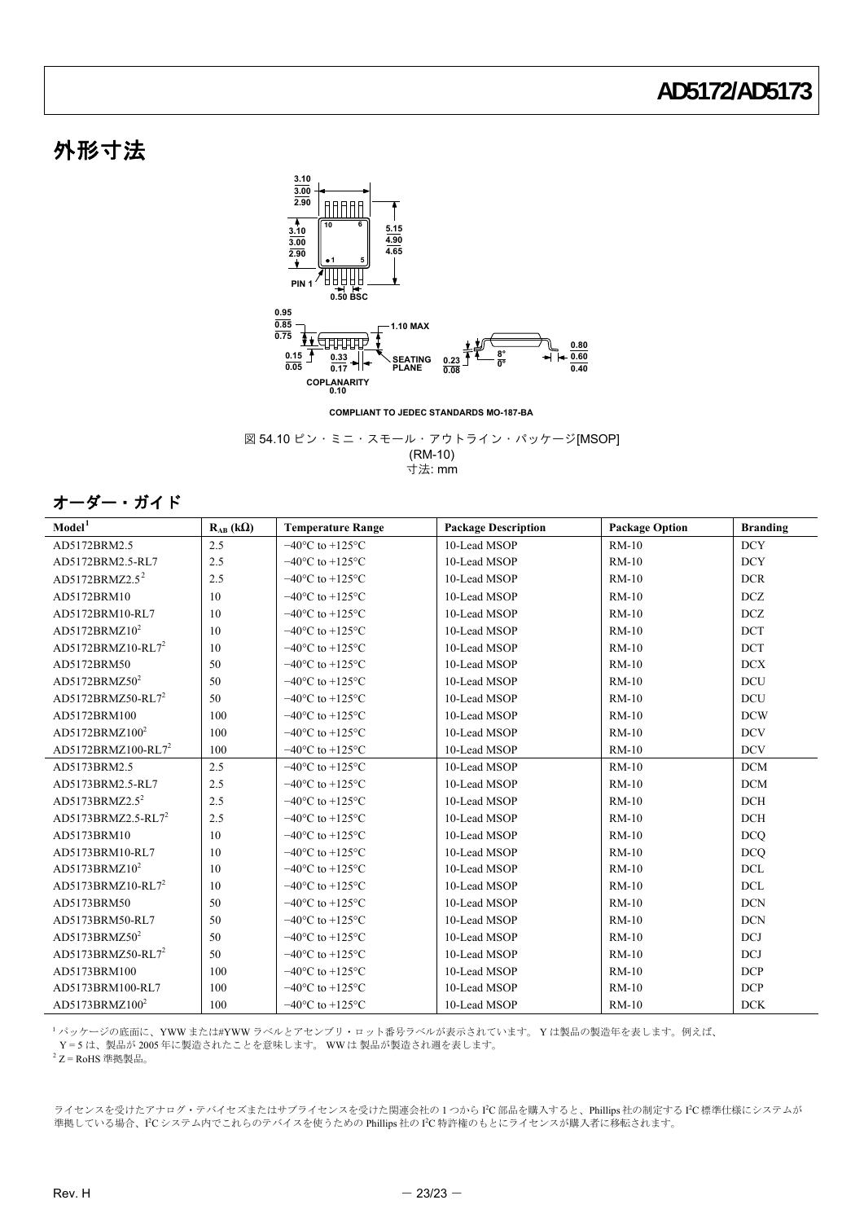## 外形寸法

3.10
3.00
2.90

3.10
3.00
2.90

10
6
1
5

5.15
4.90
4.65

PIN 1

0.50 BSC

0.95
0.85
0.75

1.10 MAX

0.15
0.05

0.33
0.17

SEATING PLANE

0.23
0.08

8°
0°

0.80
0.60
0.40

COPLANARITY
0.10

COMPLIANT TO JEDEC STANDARDS MO-187-BA

図 54.10 ピン・ミニ・スモール・アウトライン・パッケージ[MSOP]
(RM-10)
寸法: mm

## オーダー・ガイド

| Model[1] | $R_{AB}$ (kΩ) | Temperature Range | Package Description | Package Option | Branding |
|---|---|---|---|---|---|
| AD5172BRM2.5 | 2.5 | −40°C to +125°C | 10-Lead MSOP | RM-10 | DCY |
| AD5172BRM2.5-RL7 | 2.5 | −40°C to +125°C | 10-Lead MSOP | RM-10 | DCY |
| AD5172BRMZ2.5[2] | 2.5 | −40°C to +125°C | 10-Lead MSOP | RM-10 | DCR |
| AD5172BRM10 | 10 | −40°C to +125°C | 10-Lead MSOP | RM-10 | DCZ |
| AD5172BRM10-RL7 | 10 | −40°C to +125°C | 10-Lead MSOP | RM-10 | DCZ |
| AD5172BRMZ10[2] | 10 | −40°C to +125°C | 10-Lead MSOP | RM-10 | DCT |
| AD5172BRMZ10-RL7[2] | 10 | −40°C to +125°C | 10-Lead MSOP | RM-10 | DCT |
| AD5172BRM50 | 50 | −40°C to +125°C | 10-Lead MSOP | RM-10 | DCX |
| AD5172BRMZ50[2] | 50 | −40°C to +125°C | 10-Lead MSOP | RM-10 | DCU |
| AD5172BRMZ50-RL7[2] | 50 | −40°C to +125°C | 10-Lead MSOP | RM-10 | DCU |
| AD5172BRM100 | 100 | −40°C to +125°C | 10-Lead MSOP | RM-10 | DCW |
| AD5172BRMZ100[2] | 100 | −40°C to +125°C | 10-Lead MSOP | RM-10 | DCV |
| AD5172BRMZ100-RL7[2] | 100 | −40°C to +125°C | 10-Lead MSOP | RM-10 | DCV |
| AD5173BRM2.5 | 2.5 | −40°C to +125°C | 10-Lead MSOP | RM-10 | DCM |
| AD5173BRM2.5-RL7 | 2.5 | −40°C to +125°C | 10-Lead MSOP | RM-10 | DCM |
| AD5173BRMZ2.5[2] | 2.5 | −40°C to +125°C | 10-Lead MSOP | RM-10 | DCH |
| AD5173BRMZ2.5-RL7[2] | 2.5 | −40°C to +125°C | 10-Lead MSOP | RM-10 | DCH |
| AD5173BRM10 | 10 | −40°C to +125°C | 10-Lead MSOP | RM-10 | DCQ |
| AD5173BRM10-RL7 | 10 | −40°C to +125°C | 10-Lead MSOP | RM-10 | DCQ |
| AD5173BRMZ10[2] | 10 | −40°C to +125°C | 10-Lead MSOP | RM-10 | DCL |
| AD5173BRMZ10-RL7[2] | 10 | −40°C to +125°C | 10-Lead MSOP | RM-10 | DCL |
| AD5173BRM50 | 50 | −40°C to +125°C | 10-Lead MSOP | RM-10 | DCN |
| AD5173BRM50-RL7 | 50 | −40°C to +125°C | 10-Lead MSOP | RM-10 | DCN |
| AD5173BRMZ50[2] | 50 | −40°C to +125°C | 10-Lead MSOP | RM-10 | DCJ |
| AD5173BRMZ50-RL7[2] | 50 | −40°C to +125°C | 10-Lead MSOP | RM-10 | DCJ |
| AD5173BRM100 | 100 | −40°C to +125°C | 10-Lead MSOP | RM-10 | DCP |
| AD5173BRM100-RL7 | 100 | −40°C to +125°C | 10-Lead MSOP | RM-10 | DCP |
| AD5173BRMZ100[2] | 100 | −40°C to +125°C | 10-Lead MSOP | RM-10 | DCK |

[1] パッケージの底面に、YWW または#YWW ラベルとアセンブリ・ロット番号ラベルが表示されています。 Y は製品の製造年を表します。例えば、Y = 5 は、製品が 2005 年に製造されたことを意味します。 WW は 製品が製造され週を表します。
[2] Z = RoHS 準拠製品。

ライセンスを受けたアナログ・デバイセズまたはサブライセンスを受けた関連会社の 1 つから $I^2C$ 部品を購入すると、Phillips 社の制定する $I^2C$ 標準仕様にシステムが準拠している場合、$I^2C$ システム内でこれらのデバイスを使うための Phillips 社の $I^2C$ 特許権のもとにライセンスが購入者に移転されます。